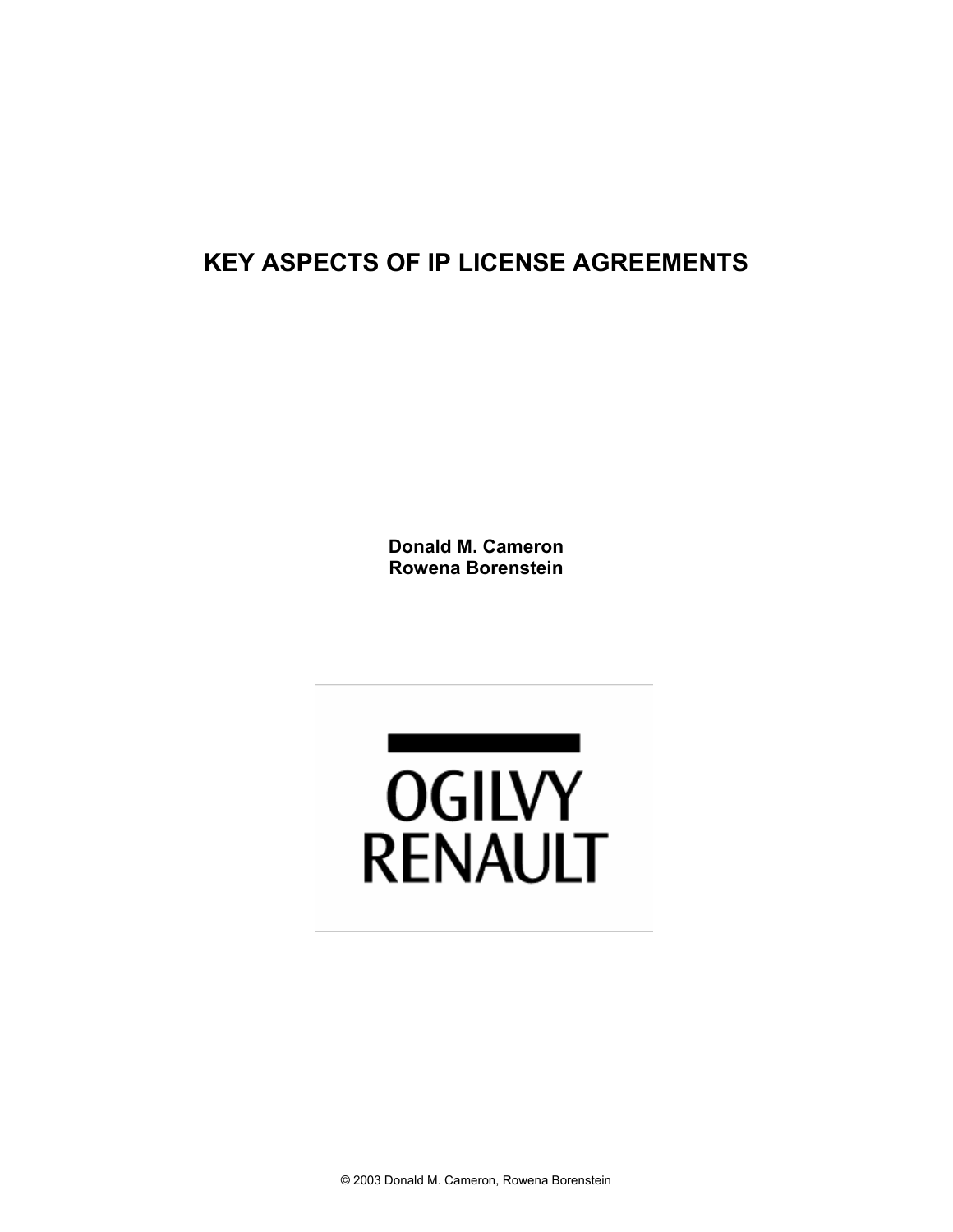# KEY ASPECTS OF IP LICENSE AGREEMENTS

**Donald M. Cameron**
**Rowena Borenstein**

OGILVY
RENAULT

© 2003 Donald M. Cameron, Rowena Borenstein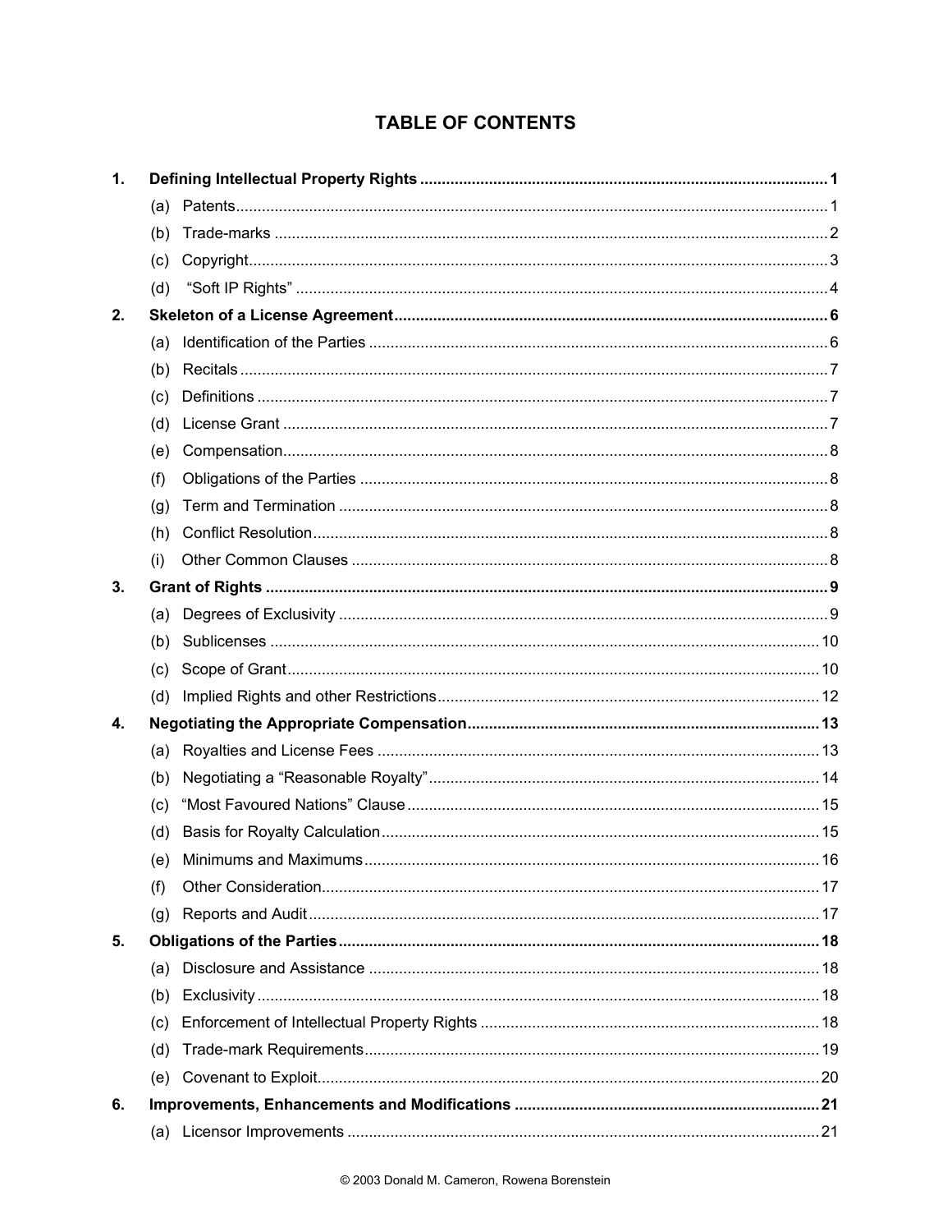# TABLE OF CONTENTS

**1. Defining Intellectual Property Rights** ..... **1**

- (a) Patents ..... 1
- (b) Trade-marks ..... 2
- (c) Copyright ..... 3
- (d) "Soft IP Rights" ..... 4

**2. Skeleton of a License Agreement** ..... **6**

- (a) Identification of the Parties ..... 6
- (b) Recitals ..... 7
- (c) Definitions ..... 7
- (d) License Grant ..... 7
- (e) Compensation ..... 8
- (f) Obligations of the Parties ..... 8
- (g) Term and Termination ..... 8
- (h) Conflict Resolution ..... 8
- (i) Other Common Clauses ..... 8

**3. Grant of Rights** ..... **9**

- (a) Degrees of Exclusivity ..... 9
- (b) Sublicenses ..... 10
- (c) Scope of Grant ..... 10
- (d) Implied Rights and other Restrictions ..... 12

**4. Negotiating the Appropriate Compensation** ..... **13**

- (a) Royalties and License Fees ..... 13
- (b) Negotiating a "Reasonable Royalty" ..... 14
- (c) "Most Favoured Nations" Clause ..... 15
- (d) Basis for Royalty Calculation ..... 15
- (e) Minimums and Maximums ..... 16
- (f) Other Consideration ..... 17
- (g) Reports and Audit ..... 17

**5. Obligations of the Parties** ..... **18**

- (a) Disclosure and Assistance ..... 18
- (b) Exclusivity ..... 18
- (c) Enforcement of Intellectual Property Rights ..... 18
- (d) Trade-mark Requirements ..... 19
- (e) Covenant to Exploit ..... 20

**6. Improvements, Enhancements and Modifications** ..... **21**

- (a) Licensor Improvements ..... 21

© 2003 Donald M. Cameron, Rowena Borenstein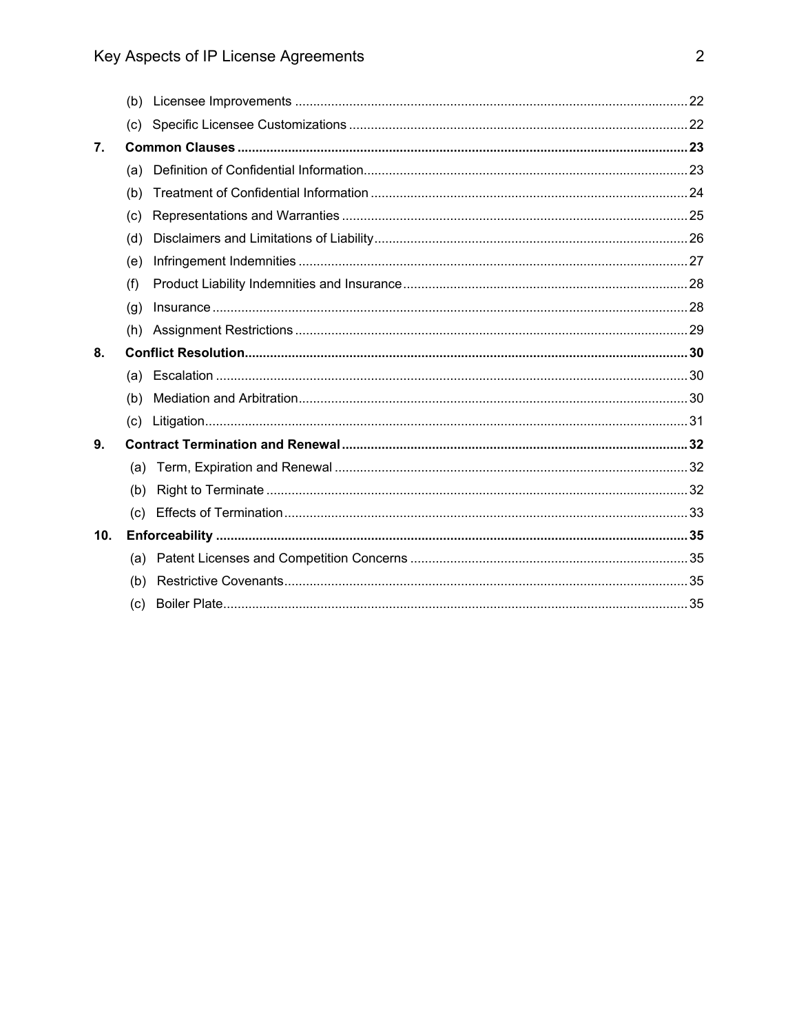(b) Licensee Improvements ..... 22
(c) Specific Licensee Customizations ..... 22

**7. Common Clauses ..... 23**

(a) Definition of Confidential Information ..... 23
(b) Treatment of Confidential Information ..... 24
(c) Representations and Warranties ..... 25
(d) Disclaimers and Limitations of Liability ..... 26
(e) Infringement Indemnities ..... 27
(f) Product Liability Indemnities and Insurance ..... 28
(g) Insurance ..... 28
(h) Assignment Restrictions ..... 29

**8. Conflict Resolution ..... 30**

(a) Escalation ..... 30
(b) Mediation and Arbitration ..... 30
(c) Litigation ..... 31

**9. Contract Termination and Renewal ..... 32**

(a) Term, Expiration and Renewal ..... 32
(b) Right to Terminate ..... 32
(c) Effects of Termination ..... 33

**10. Enforceability ..... 35**

(a) Patent Licenses and Competition Concerns ..... 35
(b) Restrictive Covenants ..... 35
(c) Boiler Plate ..... 35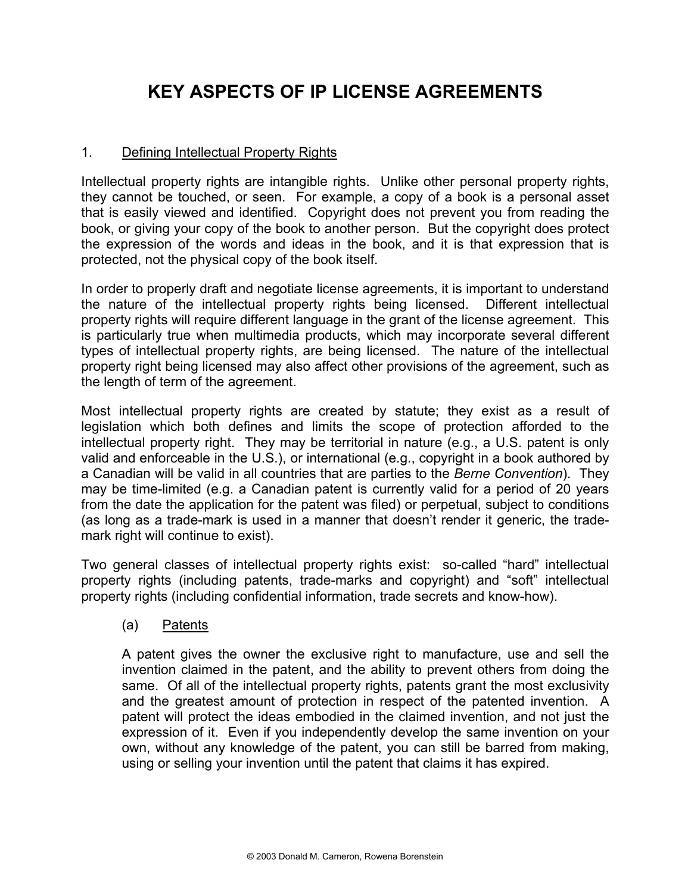# KEY ASPECTS OF IP LICENSE AGREEMENTS

1. Defining Intellectual Property Rights

Intellectual property rights are intangible rights. Unlike other personal property rights, they cannot be touched, or seen. For example, a copy of a book is a personal asset that is easily viewed and identified. Copyright does not prevent you from reading the book, or giving your copy of the book to another person. But the copyright does protect the expression of the words and ideas in the book, and it is that expression that is protected, not the physical copy of the book itself.

In order to properly draft and negotiate license agreements, it is important to understand the nature of the intellectual property rights being licensed. Different intellectual property rights will require different language in the grant of the license agreement. This is particularly true when multimedia products, which may incorporate several different types of intellectual property rights, are being licensed. The nature of the intellectual property right being licensed may also affect other provisions of the agreement, such as the length of term of the agreement.

Most intellectual property rights are created by statute; they exist as a result of legislation which both defines and limits the scope of protection afforded to the intellectual property right. They may be territorial in nature (e.g., a U.S. patent is only valid and enforceable in the U.S.), or international (e.g., copyright in a book authored by a Canadian will be valid in all countries that are parties to the *Berne Convention*). They may be time-limited (e.g. a Canadian patent is currently valid for a period of 20 years from the date the application for the patent was filed) or perpetual, subject to conditions (as long as a trade-mark is used in a manner that doesn't render it generic, the trade-mark right will continue to exist).

Two general classes of intellectual property rights exist: so-called "hard" intellectual property rights (including patents, trade-marks and copyright) and "soft" intellectual property rights (including confidential information, trade secrets and know-how).

(a) Patents

A patent gives the owner the exclusive right to manufacture, use and sell the invention claimed in the patent, and the ability to prevent others from doing the same. Of all of the intellectual property rights, patents grant the most exclusivity and the greatest amount of protection in respect of the patented invention. A patent will protect the ideas embodied in the claimed invention, and not just the expression of it. Even if you independently develop the same invention on your own, without any knowledge of the patent, you can still be barred from making, using or selling your invention until the patent that claims it has expired.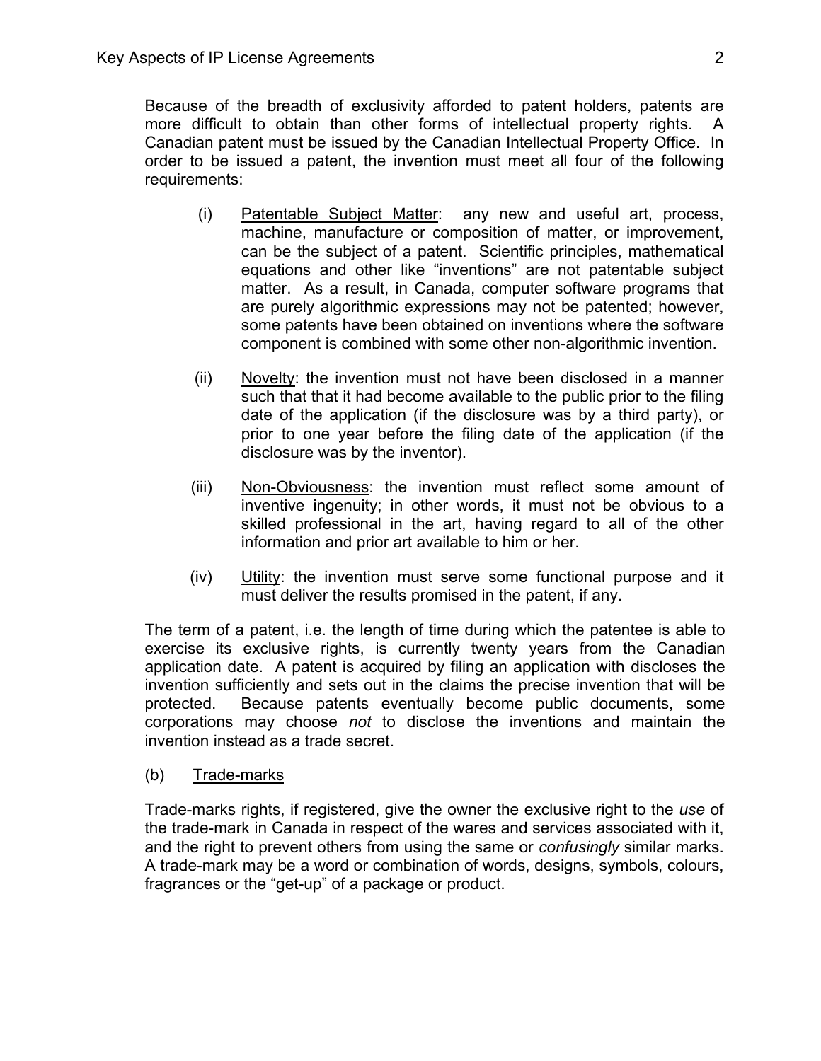Because of the breadth of exclusivity afforded to patent holders, patents are more difficult to obtain than other forms of intellectual property rights. A Canadian patent must be issued by the Canadian Intellectual Property Office. In order to be issued a patent, the invention must meet all four of the following requirements:

(i) Patentable Subject Matter: any new and useful art, process, machine, manufacture or composition of matter, or improvement, can be the subject of a patent. Scientific principles, mathematical equations and other like "inventions" are not patentable subject matter. As a result, in Canada, computer software programs that are purely algorithmic expressions may not be patented; however, some patents have been obtained on inventions where the software component is combined with some other non-algorithmic invention.

(ii) Novelty: the invention must not have been disclosed in a manner such that that it had become available to the public prior to the filing date of the application (if the disclosure was by a third party), or prior to one year before the filing date of the application (if the disclosure was by the inventor).

(iii) Non-Obviousness: the invention must reflect some amount of inventive ingenuity; in other words, it must not be obvious to a skilled professional in the art, having regard to all of the other information and prior art available to him or her.

(iv) Utility: the invention must serve some functional purpose and it must deliver the results promised in the patent, if any.

The term of a patent, i.e. the length of time during which the patentee is able to exercise its exclusive rights, is currently twenty years from the Canadian application date. A patent is acquired by filing an application with discloses the invention sufficiently and sets out in the claims the precise invention that will be protected. Because patents eventually become public documents, some corporations may choose *not* to disclose the inventions and maintain the invention instead as a trade secret.

(b) Trade-marks

Trade-marks rights, if registered, give the owner the exclusive right to the *use* of the trade-mark in Canada in respect of the wares and services associated with it, and the right to prevent others from using the same or *confusingly* similar marks. A trade-mark may be a word or combination of words, designs, symbols, colours, fragrances or the "get-up" of a package or product.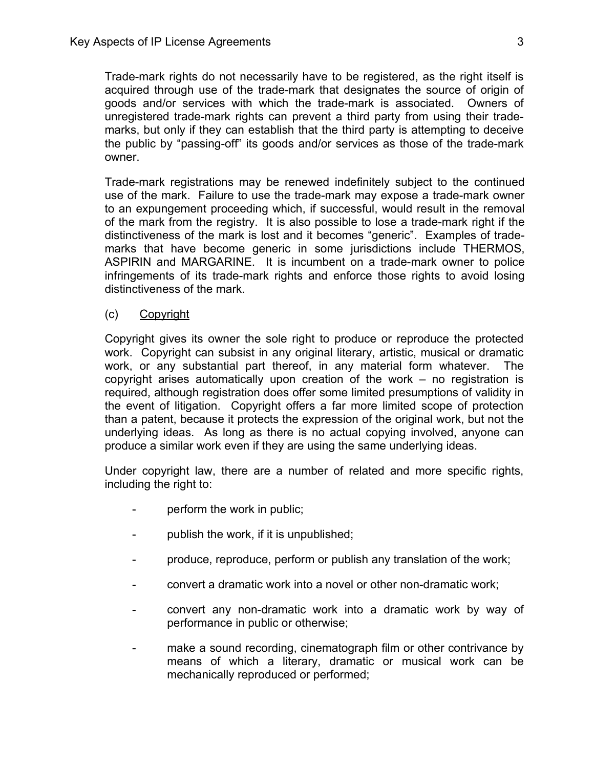Trade-mark rights do not necessarily have to be registered, as the right itself is acquired through use of the trade-mark that designates the source of origin of goods and/or services with which the trade-mark is associated. Owners of unregistered trade-mark rights can prevent a third party from using their trade-marks, but only if they can establish that the third party is attempting to deceive the public by "passing-off" its goods and/or services as those of the trade-mark owner.

Trade-mark registrations may be renewed indefinitely subject to the continued use of the mark. Failure to use the trade-mark may expose a trade-mark owner to an expungement proceeding which, if successful, would result in the removal of the mark from the registry. It is also possible to lose a trade-mark right if the distinctiveness of the mark is lost and it becomes "generic". Examples of trade-marks that have become generic in some jurisdictions include THERMOS, ASPIRIN and MARGARINE. It is incumbent on a trade-mark owner to police infringements of its trade-mark rights and enforce those rights to avoid losing distinctiveness of the mark.

(c) Copyright

Copyright gives its owner the sole right to produce or reproduce the protected work. Copyright can subsist in any original literary, artistic, musical or dramatic work, or any substantial part thereof, in any material form whatever. The copyright arises automatically upon creation of the work – no registration is required, although registration does offer some limited presumptions of validity in the event of litigation. Copyright offers a far more limited scope of protection than a patent, because it protects the expression of the original work, but not the underlying ideas. As long as there is no actual copying involved, anyone can produce a similar work even if they are using the same underlying ideas.

Under copyright law, there are a number of related and more specific rights, including the right to:

- perform the work in public;
- publish the work, if it is unpublished;
- produce, reproduce, perform or publish any translation of the work;
- convert a dramatic work into a novel or other non-dramatic work;
- convert any non-dramatic work into a dramatic work by way of performance in public or otherwise;
- make a sound recording, cinematograph film or other contrivance by means of which a literary, dramatic or musical work can be mechanically reproduced or performed;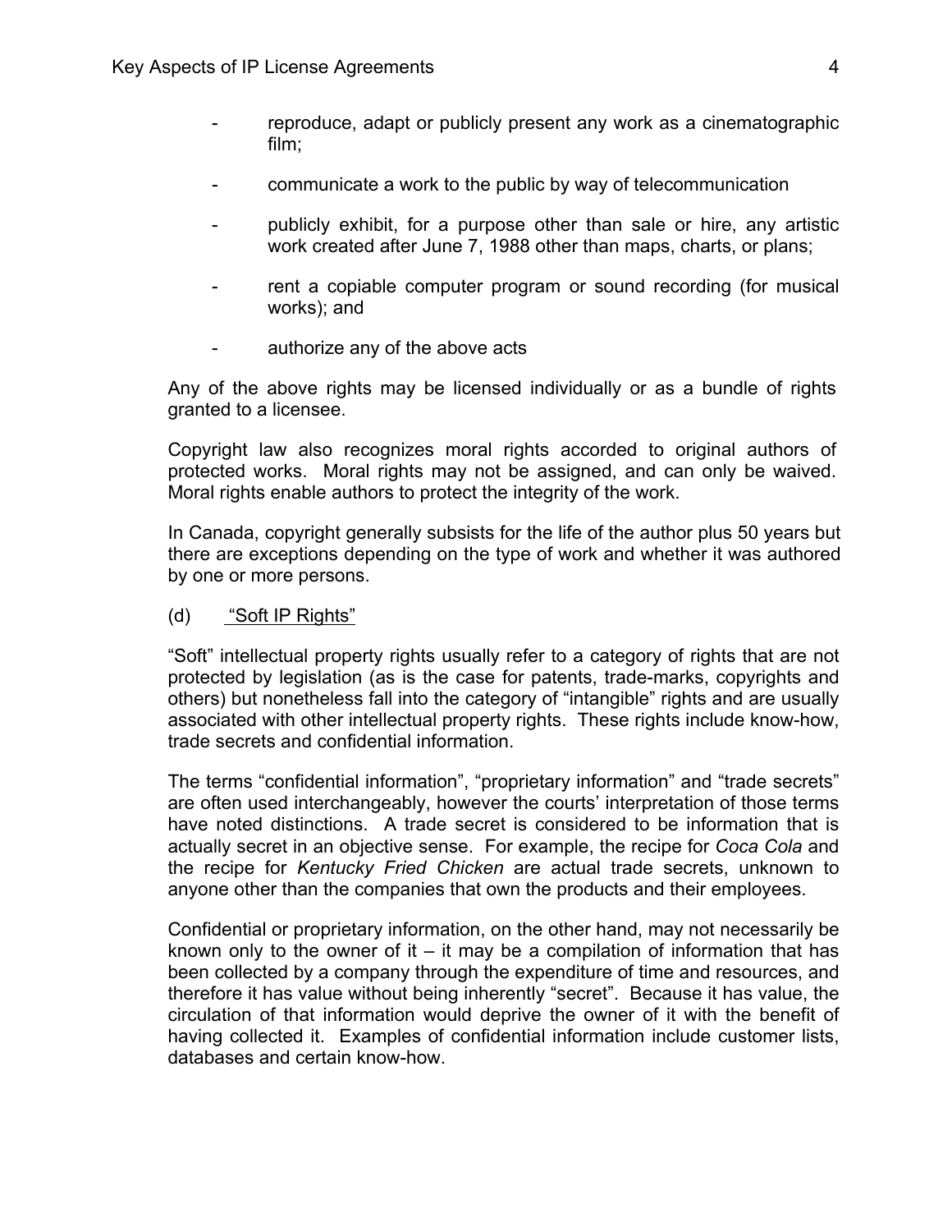- reproduce, adapt or publicly present any work as a cinematographic film;
- communicate a work to the public by way of telecommunication
- publicly exhibit, for a purpose other than sale or hire, any artistic work created after June 7, 1988 other than maps, charts, or plans;
- rent a copiable computer program or sound recording (for musical works); and
- authorize any of the above acts

Any of the above rights may be licensed individually or as a bundle of rights granted to a licensee.

Copyright law also recognizes moral rights accorded to original authors of protected works. Moral rights may not be assigned, and can only be waived. Moral rights enable authors to protect the integrity of the work.

In Canada, copyright generally subsists for the life of the author plus 50 years but there are exceptions depending on the type of work and whether it was authored by one or more persons.

(d) <u>"Soft IP Rights"</u>

"Soft" intellectual property rights usually refer to a category of rights that are not protected by legislation (as is the case for patents, trade-marks, copyrights and others) but nonetheless fall into the category of "intangible" rights and are usually associated with other intellectual property rights. These rights include know-how, trade secrets and confidential information.

The terms "confidential information", "proprietary information" and "trade secrets" are often used interchangeably, however the courts' interpretation of those terms have noted distinctions. A trade secret is considered to be information that is actually secret in an objective sense. For example, the recipe for *Coca Cola* and the recipe for *Kentucky Fried Chicken* are actual trade secrets, unknown to anyone other than the companies that own the products and their employees.

Confidential or proprietary information, on the other hand, may not necessarily be known only to the owner of it – it may be a compilation of information that has been collected by a company through the expenditure of time and resources, and therefore it has value without being inherently "secret". Because it has value, the circulation of that information would deprive the owner of it with the benefit of having collected it. Examples of confidential information include customer lists, databases and certain know-how.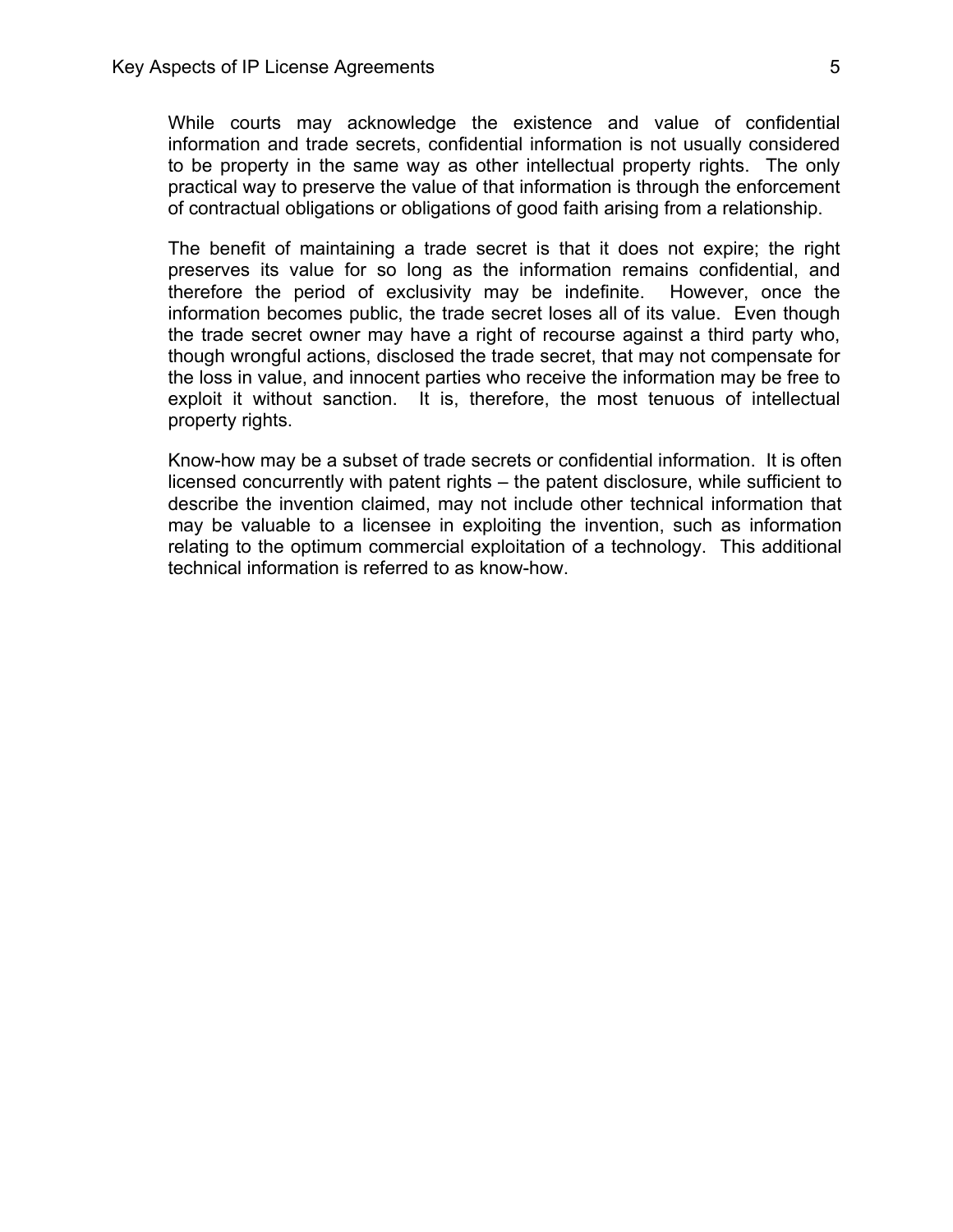While courts may acknowledge the existence and value of confidential information and trade secrets, confidential information is not usually considered to be property in the same way as other intellectual property rights. The only practical way to preserve the value of that information is through the enforcement of contractual obligations or obligations of good faith arising from a relationship.

The benefit of maintaining a trade secret is that it does not expire; the right preserves its value for so long as the information remains confidential, and therefore the period of exclusivity may be indefinite. However, once the information becomes public, the trade secret loses all of its value. Even though the trade secret owner may have a right of recourse against a third party who, though wrongful actions, disclosed the trade secret, that may not compensate for the loss in value, and innocent parties who receive the information may be free to exploit it without sanction. It is, therefore, the most tenuous of intellectual property rights.

Know-how may be a subset of trade secrets or confidential information. It is often licensed concurrently with patent rights – the patent disclosure, while sufficient to describe the invention claimed, may not include other technical information that may be valuable to a licensee in exploiting the invention, such as information relating to the optimum commercial exploitation of a technology. This additional technical information is referred to as know-how.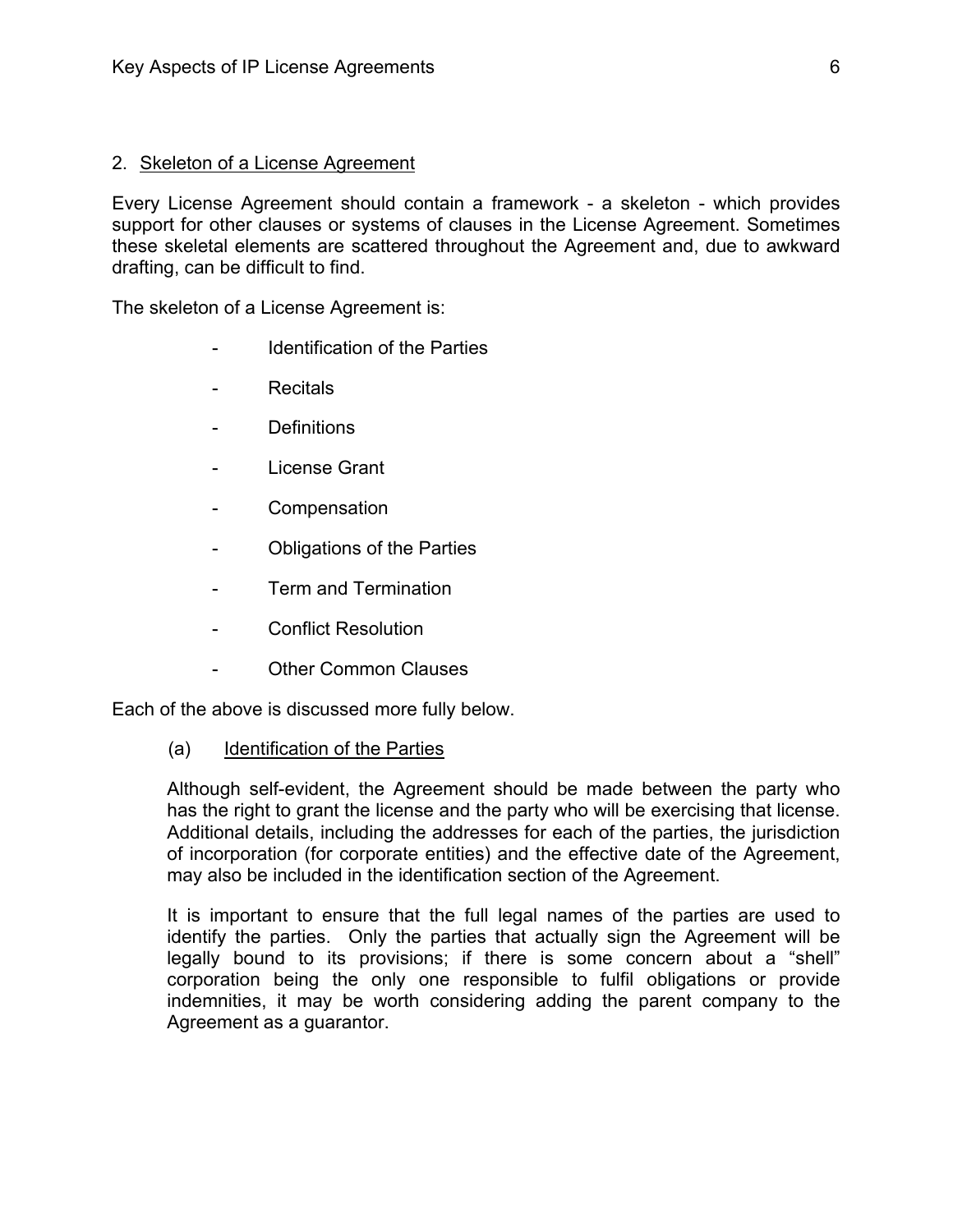## 2. Skeleton of a License Agreement

Every License Agreement should contain a framework - a skeleton - which provides support for other clauses or systems of clauses in the License Agreement. Sometimes these skeletal elements are scattered throughout the Agreement and, due to awkward drafting, can be difficult to find.

The skeleton of a License Agreement is:

- Identification of the Parties
- Recitals
- Definitions
- License Grant
- Compensation
- Obligations of the Parties
- Term and Termination
- Conflict Resolution
- Other Common Clauses

Each of the above is discussed more fully below.

### (a) Identification of the Parties

Although self-evident, the Agreement should be made between the party who has the right to grant the license and the party who will be exercising that license. Additional details, including the addresses for each of the parties, the jurisdiction of incorporation (for corporate entities) and the effective date of the Agreement, may also be included in the identification section of the Agreement.

It is important to ensure that the full legal names of the parties are used to identify the parties. Only the parties that actually sign the Agreement will be legally bound to its provisions; if there is some concern about a "shell" corporation being the only one responsible to fulfil obligations or provide indemnities, it may be worth considering adding the parent company to the Agreement as a guarantor.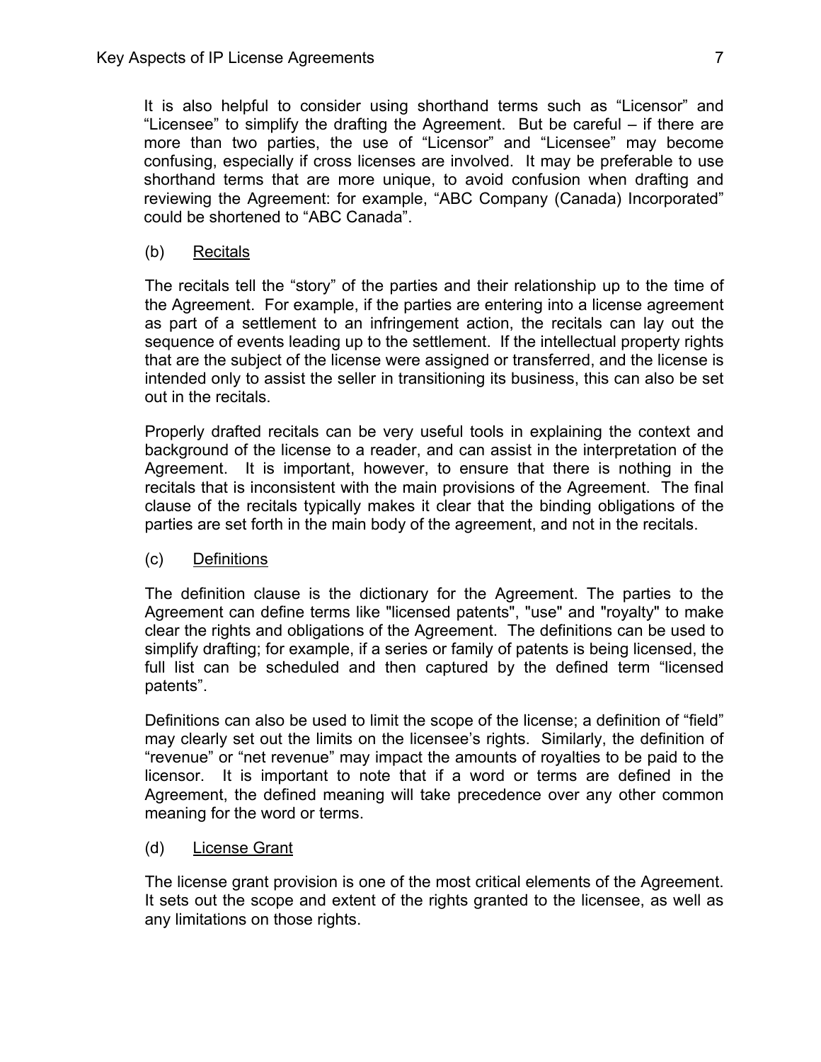It is also helpful to consider using shorthand terms such as "Licensor" and "Licensee" to simplify the drafting the Agreement. But be careful – if there are more than two parties, the use of "Licensor" and "Licensee" may become confusing, especially if cross licenses are involved. It may be preferable to use shorthand terms that are more unique, to avoid confusion when drafting and reviewing the Agreement: for example, "ABC Company (Canada) Incorporated" could be shortened to "ABC Canada".

(b) Recitals

The recitals tell the "story" of the parties and their relationship up to the time of the Agreement. For example, if the parties are entering into a license agreement as part of a settlement to an infringement action, the recitals can lay out the sequence of events leading up to the settlement. If the intellectual property rights that are the subject of the license were assigned or transferred, and the license is intended only to assist the seller in transitioning its business, this can also be set out in the recitals.

Properly drafted recitals can be very useful tools in explaining the context and background of the license to a reader, and can assist in the interpretation of the Agreement. It is important, however, to ensure that there is nothing in the recitals that is inconsistent with the main provisions of the Agreement. The final clause of the recitals typically makes it clear that the binding obligations of the parties are set forth in the main body of the agreement, and not in the recitals.

(c) Definitions

The definition clause is the dictionary for the Agreement. The parties to the Agreement can define terms like "licensed patents", "use" and "royalty" to make clear the rights and obligations of the Agreement. The definitions can be used to simplify drafting; for example, if a series or family of patents is being licensed, the full list can be scheduled and then captured by the defined term "licensed patents".

Definitions can also be used to limit the scope of the license; a definition of "field" may clearly set out the limits on the licensee's rights. Similarly, the definition of "revenue" or "net revenue" may impact the amounts of royalties to be paid to the licensor. It is important to note that if a word or terms are defined in the Agreement, the defined meaning will take precedence over any other common meaning for the word or terms.

(d) License Grant

The license grant provision is one of the most critical elements of the Agreement. It sets out the scope and extent of the rights granted to the licensee, as well as any limitations on those rights.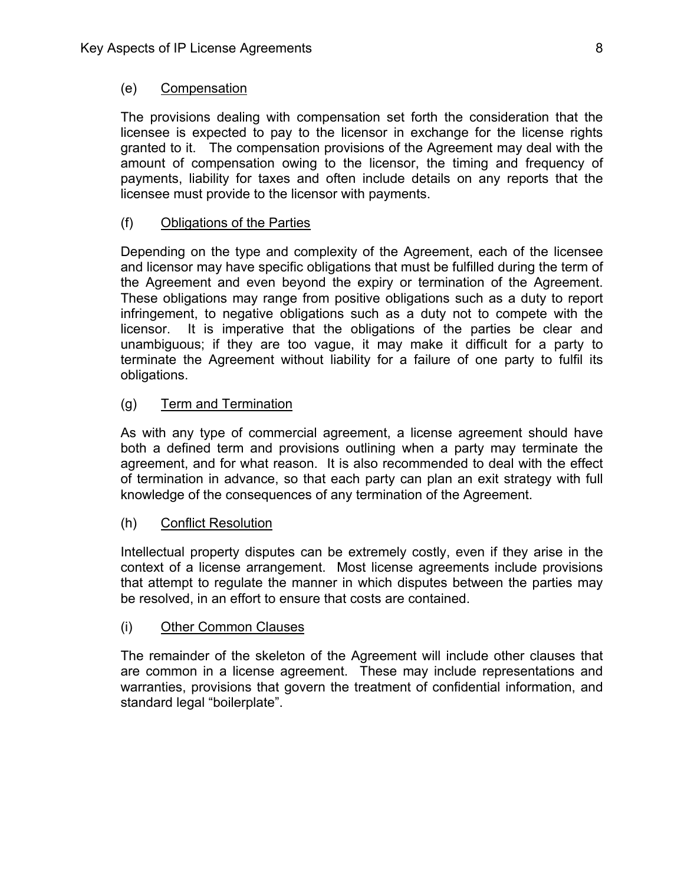### (e) Compensation

The provisions dealing with compensation set forth the consideration that the licensee is expected to pay to the licensor in exchange for the license rights granted to it. The compensation provisions of the Agreement may deal with the amount of compensation owing to the licensor, the timing and frequency of payments, liability for taxes and often include details on any reports that the licensee must provide to the licensor with payments.

### (f) Obligations of the Parties

Depending on the type and complexity of the Agreement, each of the licensee and licensor may have specific obligations that must be fulfilled during the term of the Agreement and even beyond the expiry or termination of the Agreement. These obligations may range from positive obligations such as a duty to report infringement, to negative obligations such as a duty not to compete with the licensor. It is imperative that the obligations of the parties be clear and unambiguous; if they are too vague, it may make it difficult for a party to terminate the Agreement without liability for a failure of one party to fulfil its obligations.

### (g) Term and Termination

As with any type of commercial agreement, a license agreement should have both a defined term and provisions outlining when a party may terminate the agreement, and for what reason. It is also recommended to deal with the effect of termination in advance, so that each party can plan an exit strategy with full knowledge of the consequences of any termination of the Agreement.

### (h) Conflict Resolution

Intellectual property disputes can be extremely costly, even if they arise in the context of a license arrangement. Most license agreements include provisions that attempt to regulate the manner in which disputes between the parties may be resolved, in an effort to ensure that costs are contained.

### (i) Other Common Clauses

The remainder of the skeleton of the Agreement will include other clauses that are common in a license agreement. These may include representations and warranties, provisions that govern the treatment of confidential information, and standard legal "boilerplate".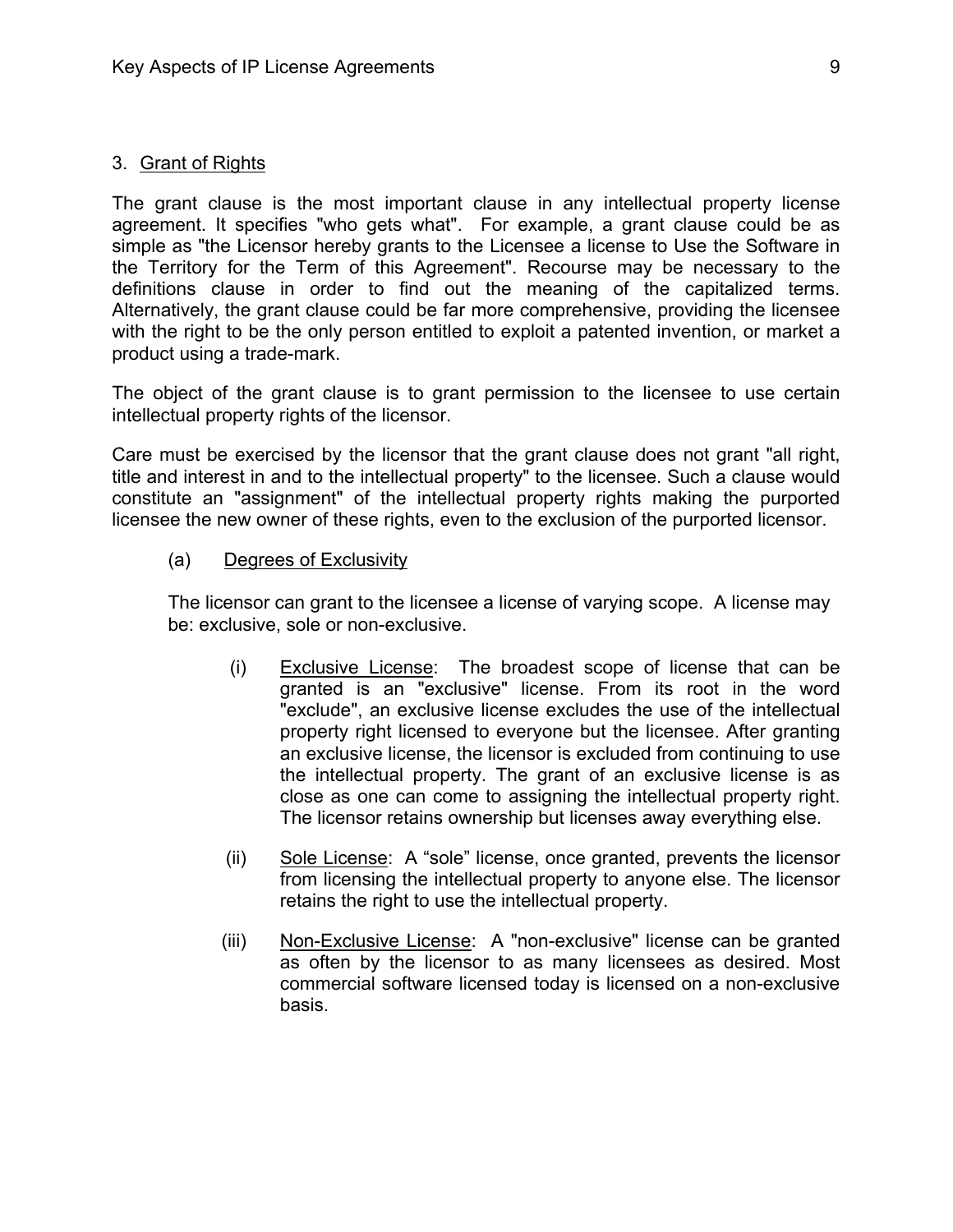## 3. Grant of Rights

The grant clause is the most important clause in any intellectual property license agreement. It specifies "who gets what". For example, a grant clause could be as simple as "the Licensor hereby grants to the Licensee a license to Use the Software in the Territory for the Term of this Agreement". Recourse may be necessary to the definitions clause in order to find out the meaning of the capitalized terms. Alternatively, the grant clause could be far more comprehensive, providing the licensee with the right to be the only person entitled to exploit a patented invention, or market a product using a trade-mark.

The object of the grant clause is to grant permission to the licensee to use certain intellectual property rights of the licensor.

Care must be exercised by the licensor that the grant clause does not grant "all right, title and interest in and to the intellectual property" to the licensee. Such a clause would constitute an "assignment" of the intellectual property rights making the purported licensee the new owner of these rights, even to the exclusion of the purported licensor.

### (a) Degrees of Exclusivity

The licensor can grant to the licensee a license of varying scope. A license may be: exclusive, sole or non-exclusive.

(i) Exclusive License: The broadest scope of license that can be granted is an "exclusive" license. From its root in the word "exclude", an exclusive license excludes the use of the intellectual property right licensed to everyone but the licensee. After granting an exclusive license, the licensor is excluded from continuing to use the intellectual property. The grant of an exclusive license is as close as one can come to assigning the intellectual property right. The licensor retains ownership but licenses away everything else.

(ii) Sole License: A “sole” license, once granted, prevents the licensor from licensing the intellectual property to anyone else. The licensor retains the right to use the intellectual property.

(iii) Non-Exclusive License: A "non-exclusive" license can be granted as often by the licensor to as many licensees as desired. Most commercial software licensed today is licensed on a non-exclusive basis.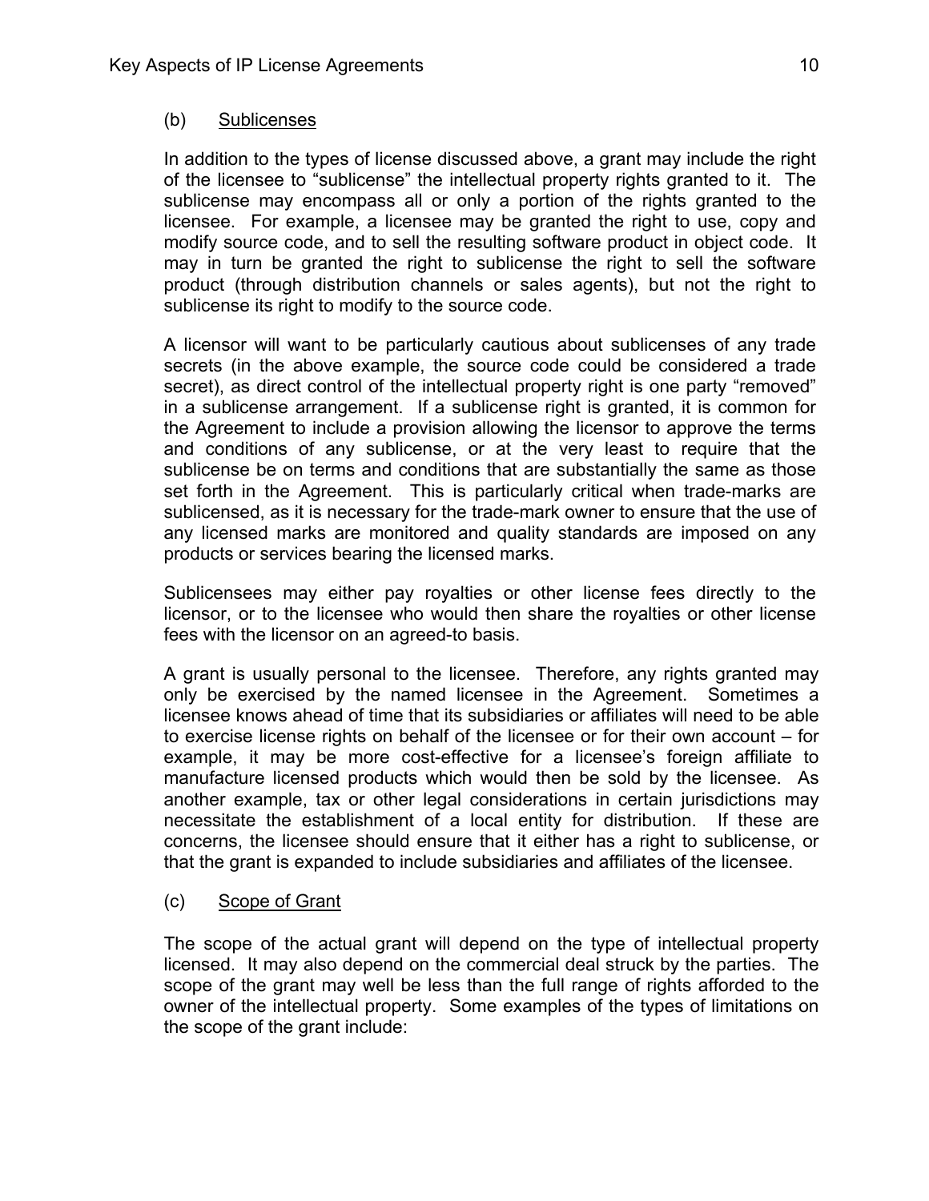### (b) Sublicenses

In addition to the types of license discussed above, a grant may include the right of the licensee to "sublicense" the intellectual property rights granted to it. The sublicense may encompass all or only a portion of the rights granted to the licensee. For example, a licensee may be granted the right to use, copy and modify source code, and to sell the resulting software product in object code. It may in turn be granted the right to sublicense the right to sell the software product (through distribution channels or sales agents), but not the right to sublicense its right to modify to the source code.

A licensor will want to be particularly cautious about sublicenses of any trade secrets (in the above example, the source code could be considered a trade secret), as direct control of the intellectual property right is one party "removed" in a sublicense arrangement. If a sublicense right is granted, it is common for the Agreement to include a provision allowing the licensor to approve the terms and conditions of any sublicense, or at the very least to require that the sublicense be on terms and conditions that are substantially the same as those set forth in the Agreement. This is particularly critical when trade-marks are sublicensed, as it is necessary for the trade-mark owner to ensure that the use of any licensed marks are monitored and quality standards are imposed on any products or services bearing the licensed marks.

Sublicensees may either pay royalties or other license fees directly to the licensor, or to the licensee who would then share the royalties or other license fees with the licensor on an agreed-to basis.

A grant is usually personal to the licensee. Therefore, any rights granted may only be exercised by the named licensee in the Agreement. Sometimes a licensee knows ahead of time that its subsidiaries or affiliates will need to be able to exercise license rights on behalf of the licensee or for their own account – for example, it may be more cost-effective for a licensee's foreign affiliate to manufacture licensed products which would then be sold by the licensee. As another example, tax or other legal considerations in certain jurisdictions may necessitate the establishment of a local entity for distribution. If these are concerns, the licensee should ensure that it either has a right to sublicense, or that the grant is expanded to include subsidiaries and affiliates of the licensee.

### (c) Scope of Grant

The scope of the actual grant will depend on the type of intellectual property licensed. It may also depend on the commercial deal struck by the parties. The scope of the grant may well be less than the full range of rights afforded to the owner of the intellectual property. Some examples of the types of limitations on the scope of the grant include: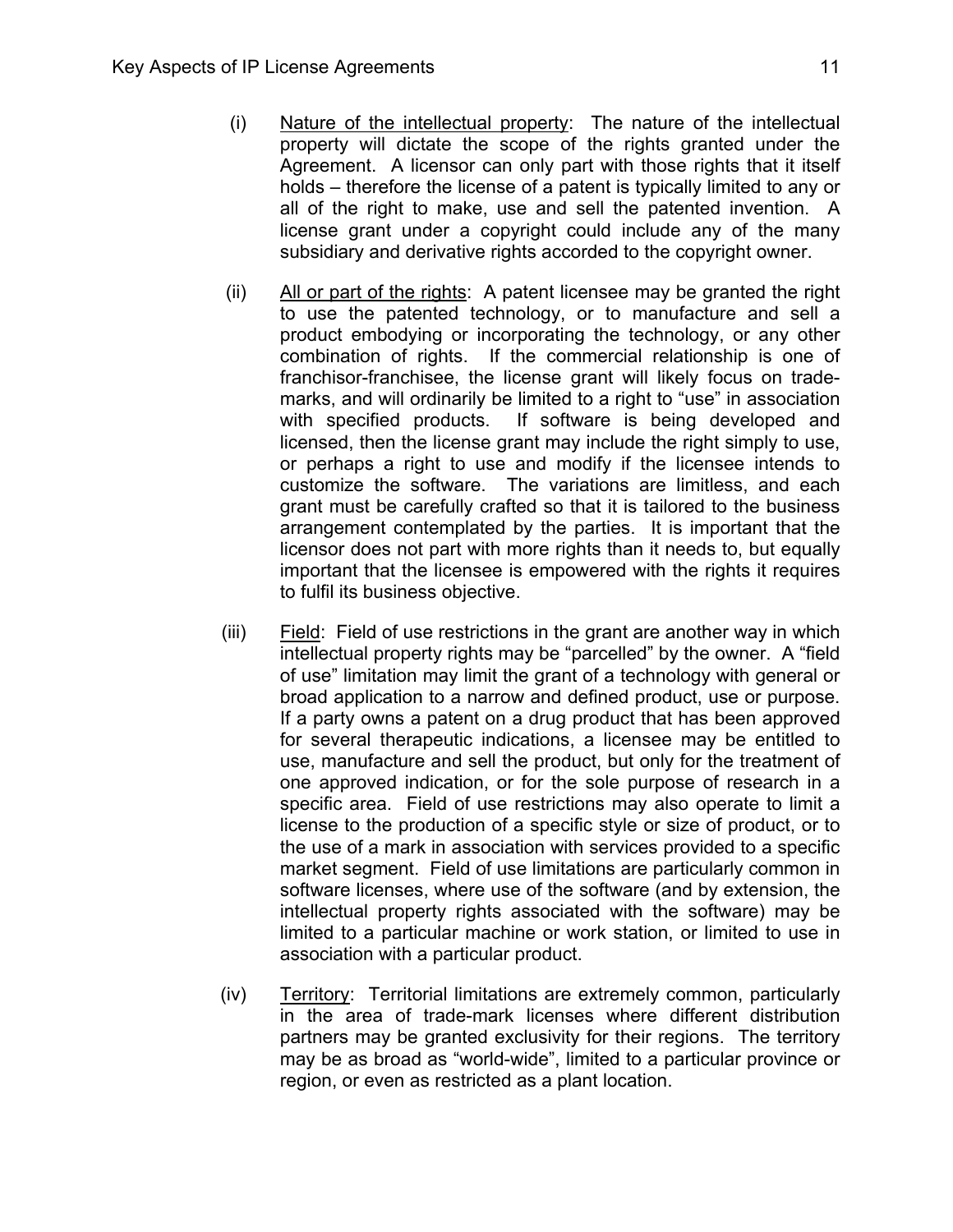(i) <u>Nature of the intellectual property</u>: The nature of the intellectual property will dictate the scope of the rights granted under the Agreement. A licensor can only part with those rights that it itself holds – therefore the license of a patent is typically limited to any or all of the right to make, use and sell the patented invention. A license grant under a copyright could include any of the many subsidiary and derivative rights accorded to the copyright owner.

(ii) <u>All or part of the rights</u>: A patent licensee may be granted the right to use the patented technology, or to manufacture and sell a product embodying or incorporating the technology, or any other combination of rights. If the commercial relationship is one of franchisor-franchisee, the license grant will likely focus on trade-marks, and will ordinarily be limited to a right to "use" in association with specified products. If software is being developed and licensed, then the license grant may include the right simply to use, or perhaps a right to use and modify if the licensee intends to customize the software. The variations are limitless, and each grant must be carefully crafted so that it is tailored to the business arrangement contemplated by the parties. It is important that the licensor does not part with more rights than it needs to, but equally important that the licensee is empowered with the rights it requires to fulfil its business objective.

(iii) <u>Field</u>: Field of use restrictions in the grant are another way in which intellectual property rights may be "parcelled" by the owner. A "field of use" limitation may limit the grant of a technology with general or broad application to a narrow and defined product, use or purpose. If a party owns a patent on a drug product that has been approved for several therapeutic indications, a licensee may be entitled to use, manufacture and sell the product, but only for the treatment of one approved indication, or for the sole purpose of research in a specific area. Field of use restrictions may also operate to limit a license to the production of a specific style or size of product, or to the use of a mark in association with services provided to a specific market segment. Field of use limitations are particularly common in software licenses, where use of the software (and by extension, the intellectual property rights associated with the software) may be limited to a particular machine or work station, or limited to use in association with a particular product.

(iv) <u>Territory</u>: Territorial limitations are extremely common, particularly in the area of trade-mark licenses where different distribution partners may be granted exclusivity for their regions. The territory may be as broad as "world-wide", limited to a particular province or region, or even as restricted as a plant location.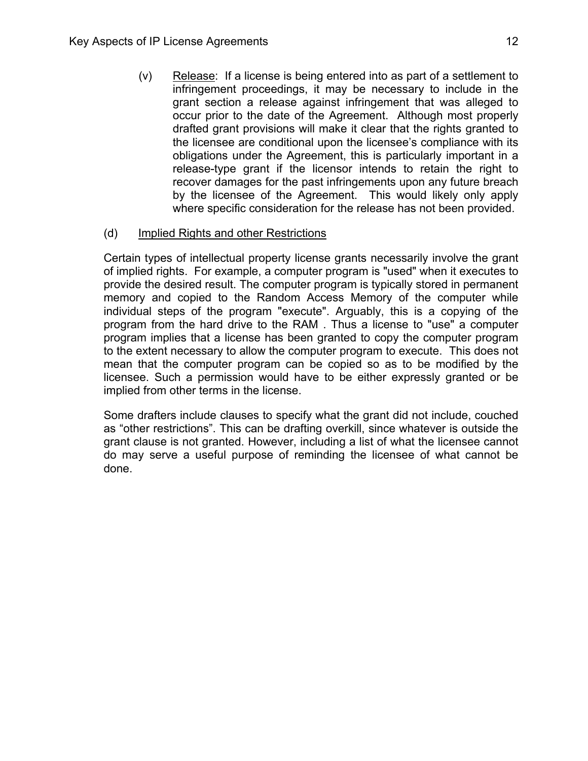(v) Release: If a license is being entered into as part of a settlement to infringement proceedings, it may be necessary to include in the grant section a release against infringement that was alleged to occur prior to the date of the Agreement. Although most properly drafted grant provisions will make it clear that the rights granted to the licensee are conditional upon the licensee's compliance with its obligations under the Agreement, this is particularly important in a release-type grant if the licensor intends to retain the right to recover damages for the past infringements upon any future breach by the licensee of the Agreement. This would likely only apply where specific consideration for the release has not been provided.

(d) Implied Rights and other Restrictions

Certain types of intellectual property license grants necessarily involve the grant of implied rights. For example, a computer program is "used" when it executes to provide the desired result. The computer program is typically stored in permanent memory and copied to the Random Access Memory of the computer while individual steps of the program "execute". Arguably, this is a copying of the program from the hard drive to the RAM . Thus a license to "use" a computer program implies that a license has been granted to copy the computer program to the extent necessary to allow the computer program to execute. This does not mean that the computer program can be copied so as to be modified by the licensee. Such a permission would have to be either expressly granted or be implied from other terms in the license.

Some drafters include clauses to specify what the grant did not include, couched as "other restrictions". This can be drafting overkill, since whatever is outside the grant clause is not granted. However, including a list of what the licensee cannot do may serve a useful purpose of reminding the licensee of what cannot be done.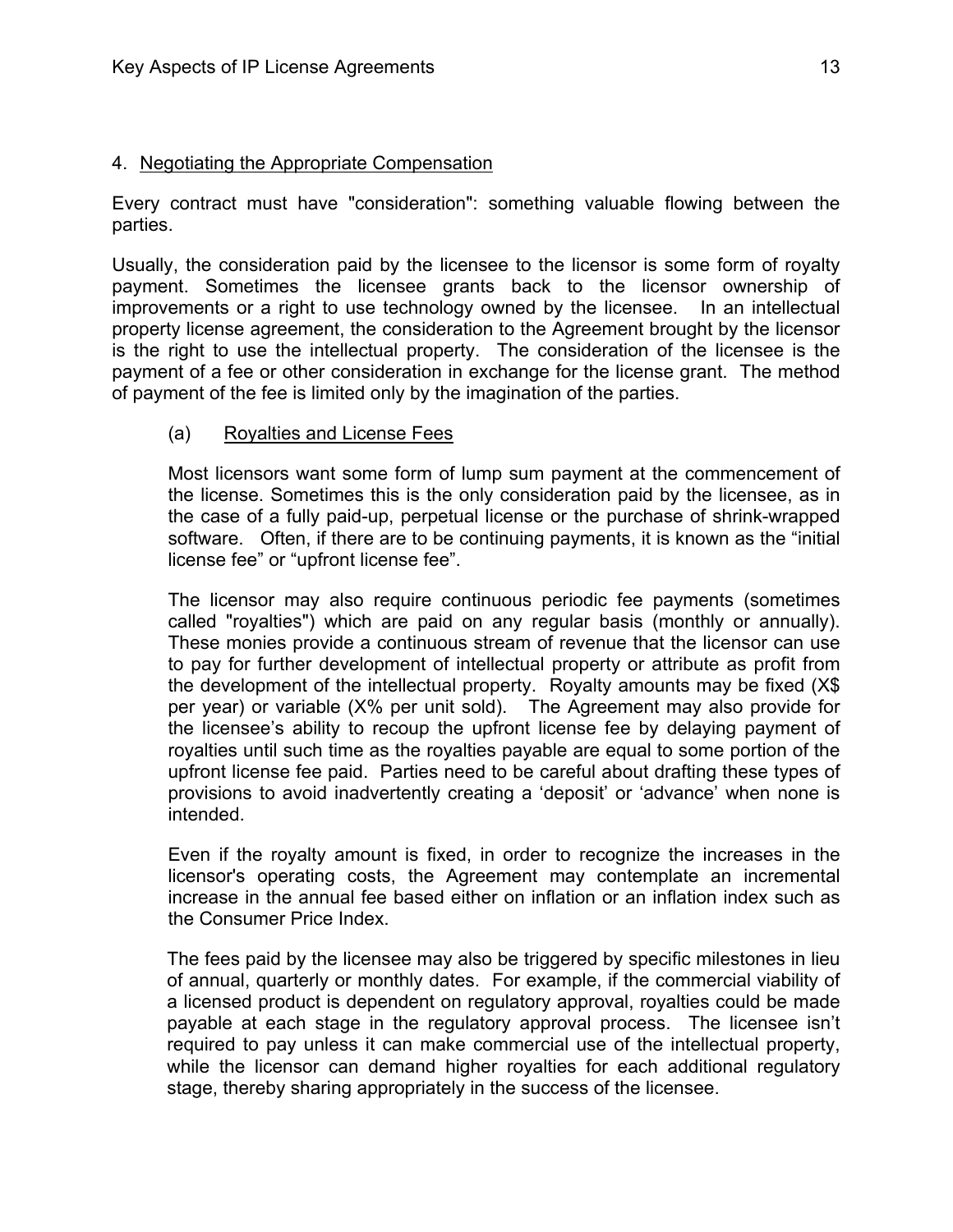## 4. Negotiating the Appropriate Compensation

Every contract must have "consideration": something valuable flowing between the parties.

Usually, the consideration paid by the licensee to the licensor is some form of royalty payment. Sometimes the licensee grants back to the licensor ownership of improvements or a right to use technology owned by the licensee. In an intellectual property license agreement, the consideration to the Agreement brought by the licensor is the right to use the intellectual property. The consideration of the licensee is the payment of a fee or other consideration in exchange for the license grant. The method of payment of the fee is limited only by the imagination of the parties.

### (a) Royalties and License Fees

Most licensors want some form of lump sum payment at the commencement of the license. Sometimes this is the only consideration paid by the licensee, as in the case of a fully paid-up, perpetual license or the purchase of shrink-wrapped software. Often, if there are to be continuing payments, it is known as the "initial license fee" or "upfront license fee".

The licensor may also require continuous periodic fee payments (sometimes called "royalties") which are paid on any regular basis (monthly or annually). These monies provide a continuous stream of revenue that the licensor can use to pay for further development of intellectual property or attribute as profit from the development of the intellectual property. Royalty amounts may be fixed (X$ per year) or variable (X% per unit sold). The Agreement may also provide for the licensee's ability to recoup the upfront license fee by delaying payment of royalties until such time as the royalties payable are equal to some portion of the upfront license fee paid. Parties need to be careful about drafting these types of provisions to avoid inadvertently creating a 'deposit' or 'advance' when none is intended.

Even if the royalty amount is fixed, in order to recognize the increases in the licensor's operating costs, the Agreement may contemplate an incremental increase in the annual fee based either on inflation or an inflation index such as the Consumer Price Index.

The fees paid by the licensee may also be triggered by specific milestones in lieu of annual, quarterly or monthly dates. For example, if the commercial viability of a licensed product is dependent on regulatory approval, royalties could be made payable at each stage in the regulatory approval process. The licensee isn't required to pay unless it can make commercial use of the intellectual property, while the licensor can demand higher royalties for each additional regulatory stage, thereby sharing appropriately in the success of the licensee.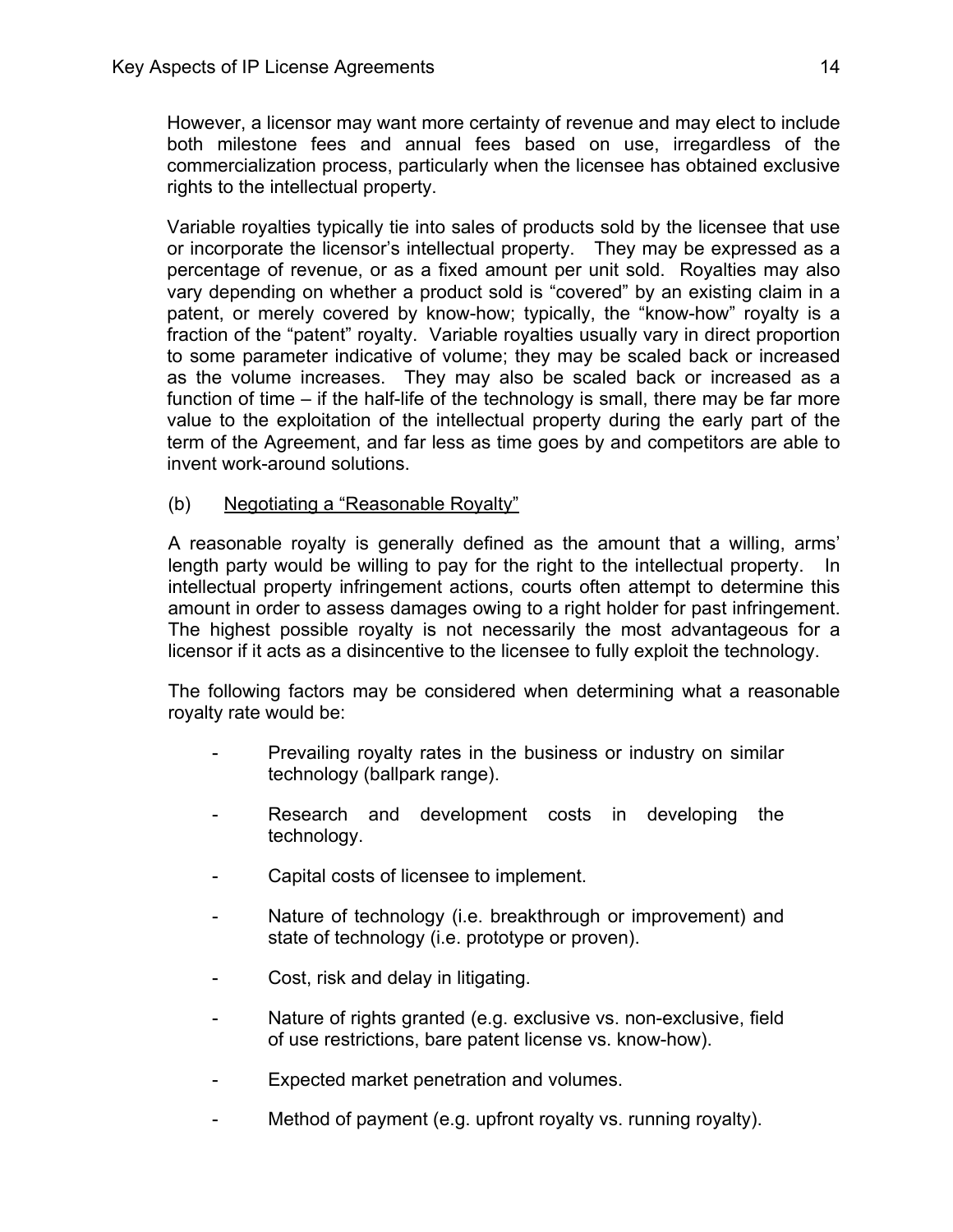However, a licensor may want more certainty of revenue and may elect to include both milestone fees and annual fees based on use, irregardless of the commercialization process, particularly when the licensee has obtained exclusive rights to the intellectual property.

Variable royalties typically tie into sales of products sold by the licensee that use or incorporate the licensor's intellectual property. They may be expressed as a percentage of revenue, or as a fixed amount per unit sold. Royalties may also vary depending on whether a product sold is "covered" by an existing claim in a patent, or merely covered by know-how; typically, the "know-how" royalty is a fraction of the "patent" royalty. Variable royalties usually vary in direct proportion to some parameter indicative of volume; they may be scaled back or increased as the volume increases. They may also be scaled back or increased as a function of time – if the half-life of the technology is small, there may be far more value to the exploitation of the intellectual property during the early part of the term of the Agreement, and far less as time goes by and competitors are able to invent work-around solutions.

(b) <u>Negotiating a "Reasonable Royalty"</u>

A reasonable royalty is generally defined as the amount that a willing, arms' length party would be willing to pay for the right to the intellectual property. In intellectual property infringement actions, courts often attempt to determine this amount in order to assess damages owing to a right holder for past infringement. The highest possible royalty is not necessarily the most advantageous for a licensor if it acts as a disincentive to the licensee to fully exploit the technology.

The following factors may be considered when determining what a reasonable royalty rate would be:

- Prevailing royalty rates in the business or industry on similar technology (ballpark range).
- Research and development costs in developing the technology.
- Capital costs of licensee to implement.
- Nature of technology (i.e. breakthrough or improvement) and state of technology (i.e. prototype or proven).
- Cost, risk and delay in litigating.
- Nature of rights granted (e.g. exclusive vs. non-exclusive, field of use restrictions, bare patent license vs. know-how).
- Expected market penetration and volumes.
- Method of payment (e.g. upfront royalty vs. running royalty).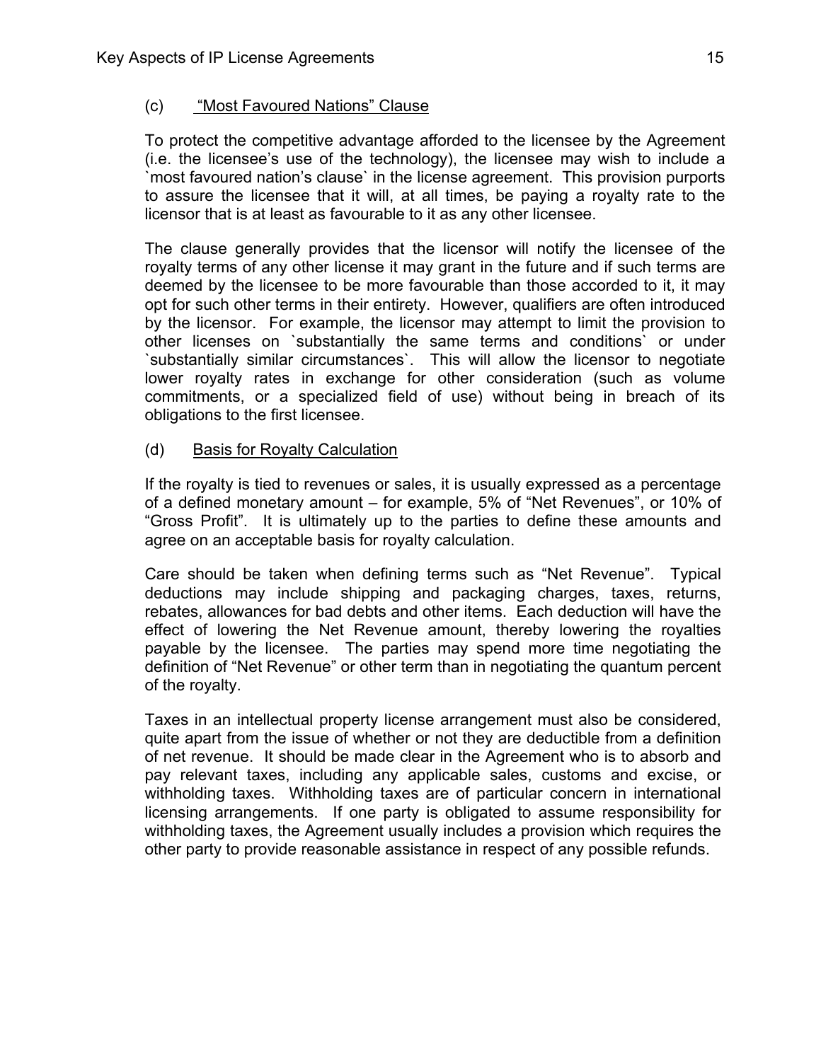### (c) <u>"Most Favoured Nations" Clause</u>

To protect the competitive advantage afforded to the licensee by the Agreement (i.e. the licensee's use of the technology), the licensee may wish to include a `most favoured nation's clause` in the license agreement. This provision purports to assure the licensee that it will, at all times, be paying a royalty rate to the licensor that is at least as favourable to it as any other licensee.

The clause generally provides that the licensor will notify the licensee of the royalty terms of any other license it may grant in the future and if such terms are deemed by the licensee to be more favourable than those accorded to it, it may opt for such other terms in their entirety. However, qualifiers are often introduced by the licensor. For example, the licensor may attempt to limit the provision to other licenses on `substantially the same terms and conditions` or under `substantially similar circumstances`. This will allow the licensor to negotiate lower royalty rates in exchange for other consideration (such as volume commitments, or a specialized field of use) without being in breach of its obligations to the first licensee.

### (d) <u>Basis for Royalty Calculation</u>

If the royalty is tied to revenues or sales, it is usually expressed as a percentage of a defined monetary amount – for example, 5% of "Net Revenues", or 10% of "Gross Profit". It is ultimately up to the parties to define these amounts and agree on an acceptable basis for royalty calculation.

Care should be taken when defining terms such as "Net Revenue". Typical deductions may include shipping and packaging charges, taxes, returns, rebates, allowances for bad debts and other items. Each deduction will have the effect of lowering the Net Revenue amount, thereby lowering the royalties payable by the licensee. The parties may spend more time negotiating the definition of "Net Revenue" or other term than in negotiating the quantum percent of the royalty.

Taxes in an intellectual property license arrangement must also be considered, quite apart from the issue of whether or not they are deductible from a definition of net revenue. It should be made clear in the Agreement who is to absorb and pay relevant taxes, including any applicable sales, customs and excise, or withholding taxes. Withholding taxes are of particular concern in international licensing arrangements. If one party is obligated to assume responsibility for withholding taxes, the Agreement usually includes a provision which requires the other party to provide reasonable assistance in respect of any possible refunds.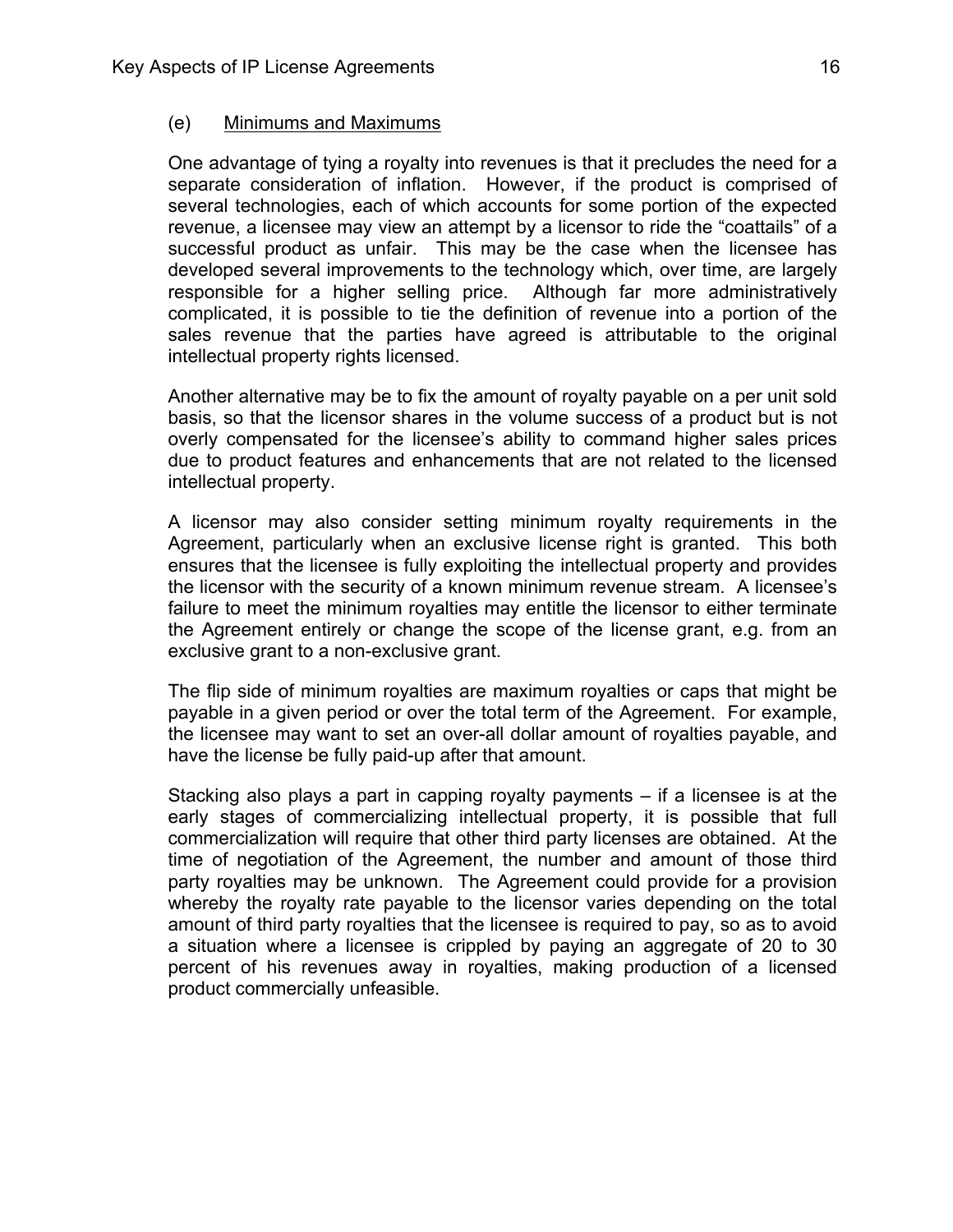### (e) Minimums and Maximums

One advantage of tying a royalty into revenues is that it precludes the need for a separate consideration of inflation. However, if the product is comprised of several technologies, each of which accounts for some portion of the expected revenue, a licensee may view an attempt by a licensor to ride the "coattails" of a successful product as unfair. This may be the case when the licensee has developed several improvements to the technology which, over time, are largely responsible for a higher selling price. Although far more administratively complicated, it is possible to tie the definition of revenue into a portion of the sales revenue that the parties have agreed is attributable to the original intellectual property rights licensed.

Another alternative may be to fix the amount of royalty payable on a per unit sold basis, so that the licensor shares in the volume success of a product but is not overly compensated for the licensee's ability to command higher sales prices due to product features and enhancements that are not related to the licensed intellectual property.

A licensor may also consider setting minimum royalty requirements in the Agreement, particularly when an exclusive license right is granted. This both ensures that the licensee is fully exploiting the intellectual property and provides the licensor with the security of a known minimum revenue stream. A licensee's failure to meet the minimum royalties may entitle the licensor to either terminate the Agreement entirely or change the scope of the license grant, e.g. from an exclusive grant to a non-exclusive grant.

The flip side of minimum royalties are maximum royalties or caps that might be payable in a given period or over the total term of the Agreement. For example, the licensee may want to set an over-all dollar amount of royalties payable, and have the license be fully paid-up after that amount.

Stacking also plays a part in capping royalty payments – if a licensee is at the early stages of commercializing intellectual property, it is possible that full commercialization will require that other third party licenses are obtained. At the time of negotiation of the Agreement, the number and amount of those third party royalties may be unknown. The Agreement could provide for a provision whereby the royalty rate payable to the licensor varies depending on the total amount of third party royalties that the licensee is required to pay, so as to avoid a situation where a licensee is crippled by paying an aggregate of 20 to 30 percent of his revenues away in royalties, making production of a licensed product commercially unfeasible.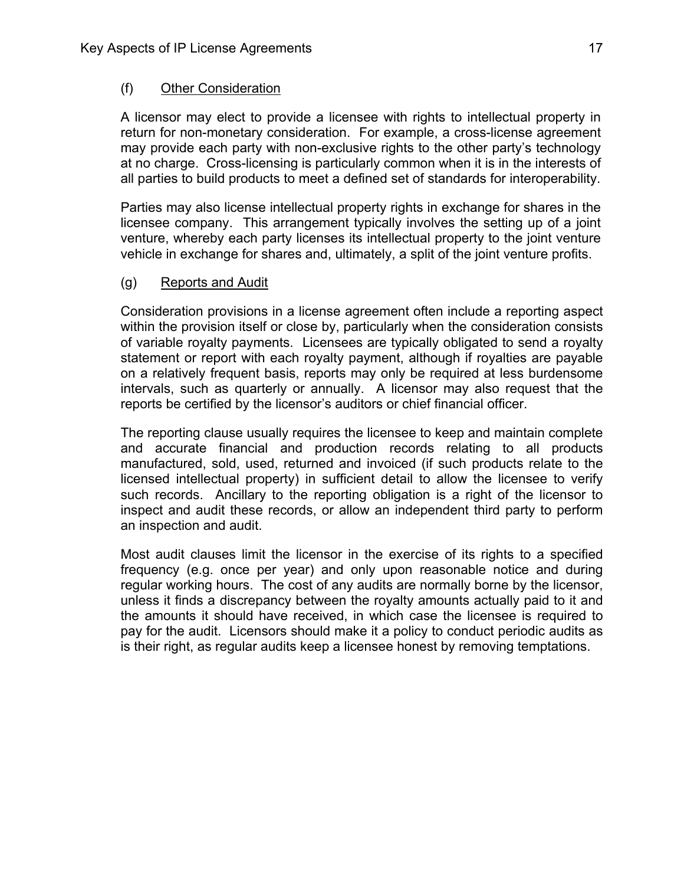### (f) Other Consideration

A licensor may elect to provide a licensee with rights to intellectual property in return for non-monetary consideration. For example, a cross-license agreement may provide each party with non-exclusive rights to the other party's technology at no charge. Cross-licensing is particularly common when it is in the interests of all parties to build products to meet a defined set of standards for interoperability.

Parties may also license intellectual property rights in exchange for shares in the licensee company. This arrangement typically involves the setting up of a joint venture, whereby each party licenses its intellectual property to the joint venture vehicle in exchange for shares and, ultimately, a split of the joint venture profits.

### (g) Reports and Audit

Consideration provisions in a license agreement often include a reporting aspect within the provision itself or close by, particularly when the consideration consists of variable royalty payments. Licensees are typically obligated to send a royalty statement or report with each royalty payment, although if royalties are payable on a relatively frequent basis, reports may only be required at less burdensome intervals, such as quarterly or annually. A licensor may also request that the reports be certified by the licensor's auditors or chief financial officer.

The reporting clause usually requires the licensee to keep and maintain complete and accurate financial and production records relating to all products manufactured, sold, used, returned and invoiced (if such products relate to the licensed intellectual property) in sufficient detail to allow the licensee to verify such records. Ancillary to the reporting obligation is a right of the licensor to inspect and audit these records, or allow an independent third party to perform an inspection and audit.

Most audit clauses limit the licensor in the exercise of its rights to a specified frequency (e.g. once per year) and only upon reasonable notice and during regular working hours. The cost of any audits are normally borne by the licensor, unless it finds a discrepancy between the royalty amounts actually paid to it and the amounts it should have received, in which case the licensee is required to pay for the audit. Licensors should make it a policy to conduct periodic audits as is their right, as regular audits keep a licensee honest by removing temptations.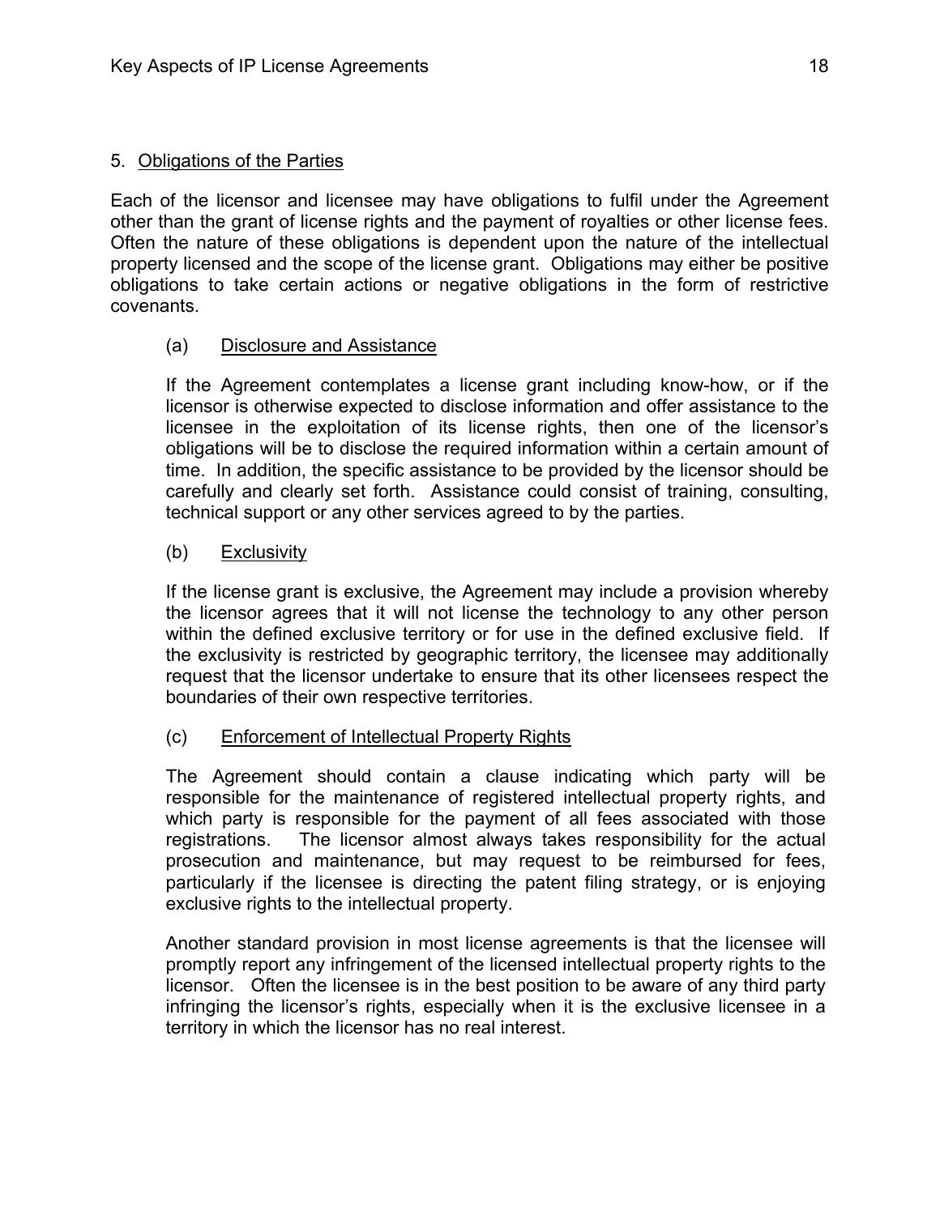## 5. Obligations of the Parties

Each of the licensor and licensee may have obligations to fulfil under the Agreement other than the grant of license rights and the payment of royalties or other license fees. Often the nature of these obligations is dependent upon the nature of the intellectual property licensed and the scope of the license grant. Obligations may either be positive obligations to take certain actions or negative obligations in the form of restrictive covenants.

### (a) Disclosure and Assistance

If the Agreement contemplates a license grant including know-how, or if the licensor is otherwise expected to disclose information and offer assistance to the licensee in the exploitation of its license rights, then one of the licensor's obligations will be to disclose the required information within a certain amount of time. In addition, the specific assistance to be provided by the licensor should be carefully and clearly set forth. Assistance could consist of training, consulting, technical support or any other services agreed to by the parties.

### (b) Exclusivity

If the license grant is exclusive, the Agreement may include a provision whereby the licensor agrees that it will not license the technology to any other person within the defined exclusive territory or for use in the defined exclusive field. If the exclusivity is restricted by geographic territory, the licensee may additionally request that the licensor undertake to ensure that its other licensees respect the boundaries of their own respective territories.

### (c) Enforcement of Intellectual Property Rights

The Agreement should contain a clause indicating which party will be responsible for the maintenance of registered intellectual property rights, and which party is responsible for the payment of all fees associated with those registrations. The licensor almost always takes responsibility for the actual prosecution and maintenance, but may request to be reimbursed for fees, particularly if the licensee is directing the patent filing strategy, or is enjoying exclusive rights to the intellectual property.

Another standard provision in most license agreements is that the licensee will promptly report any infringement of the licensed intellectual property rights to the licensor. Often the licensee is in the best position to be aware of any third party infringing the licensor's rights, especially when it is the exclusive licensee in a territory in which the licensor has no real interest.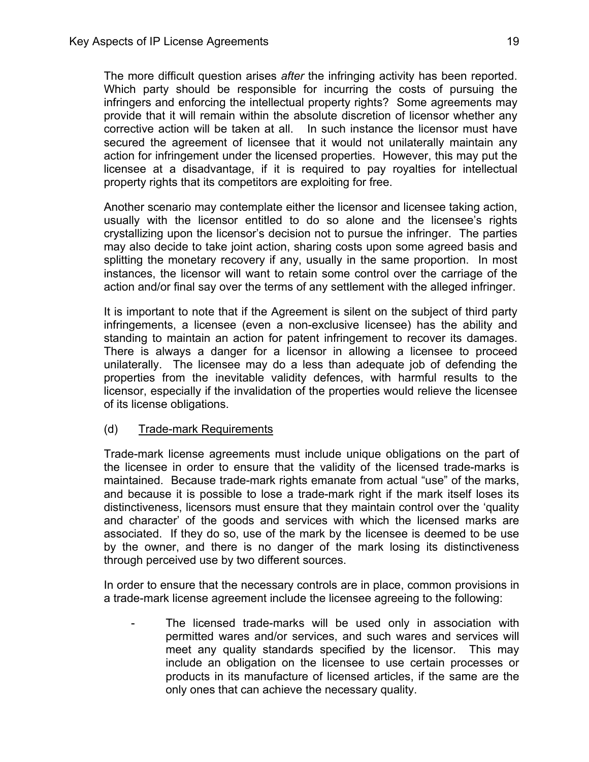The more difficult question arises *after* the infringing activity has been reported. Which party should be responsible for incurring the costs of pursuing the infringers and enforcing the intellectual property rights? Some agreements may provide that it will remain within the absolute discretion of licensor whether any corrective action will be taken at all. In such instance the licensor must have secured the agreement of licensee that it would not unilaterally maintain any action for infringement under the licensed properties. However, this may put the licensee at a disadvantage, if it is required to pay royalties for intellectual property rights that its competitors are exploiting for free.

Another scenario may contemplate either the licensor and licensee taking action, usually with the licensor entitled to do so alone and the licensee's rights crystallizing upon the licensor's decision not to pursue the infringer. The parties may also decide to take joint action, sharing costs upon some agreed basis and splitting the monetary recovery if any, usually in the same proportion. In most instances, the licensor will want to retain some control over the carriage of the action and/or final say over the terms of any settlement with the alleged infringer.

It is important to note that if the Agreement is silent on the subject of third party infringements, a licensee (even a non-exclusive licensee) has the ability and standing to maintain an action for patent infringement to recover its damages. There is always a danger for a licensor in allowing a licensee to proceed unilaterally. The licensee may do a less than adequate job of defending the properties from the inevitable validity defences, with harmful results to the licensor, especially if the invalidation of the properties would relieve the licensee of its license obligations.

### (d) Trade-mark Requirements

Trade-mark license agreements must include unique obligations on the part of the licensee in order to ensure that the validity of the licensed trade-marks is maintained. Because trade-mark rights emanate from actual "use" of the marks, and because it is possible to lose a trade-mark right if the mark itself loses its distinctiveness, licensors must ensure that they maintain control over the 'quality and character' of the goods and services with which the licensed marks are associated. If they do so, use of the mark by the licensee is deemed to be use by the owner, and there is no danger of the mark losing its distinctiveness through perceived use by two different sources.

In order to ensure that the necessary controls are in place, common provisions in a trade-mark license agreement include the licensee agreeing to the following:

- The licensed trade-marks will be used only in association with permitted wares and/or services, and such wares and services will meet any quality standards specified by the licensor. This may include an obligation on the licensee to use certain processes or products in its manufacture of licensed articles, if the same are the only ones that can achieve the necessary quality.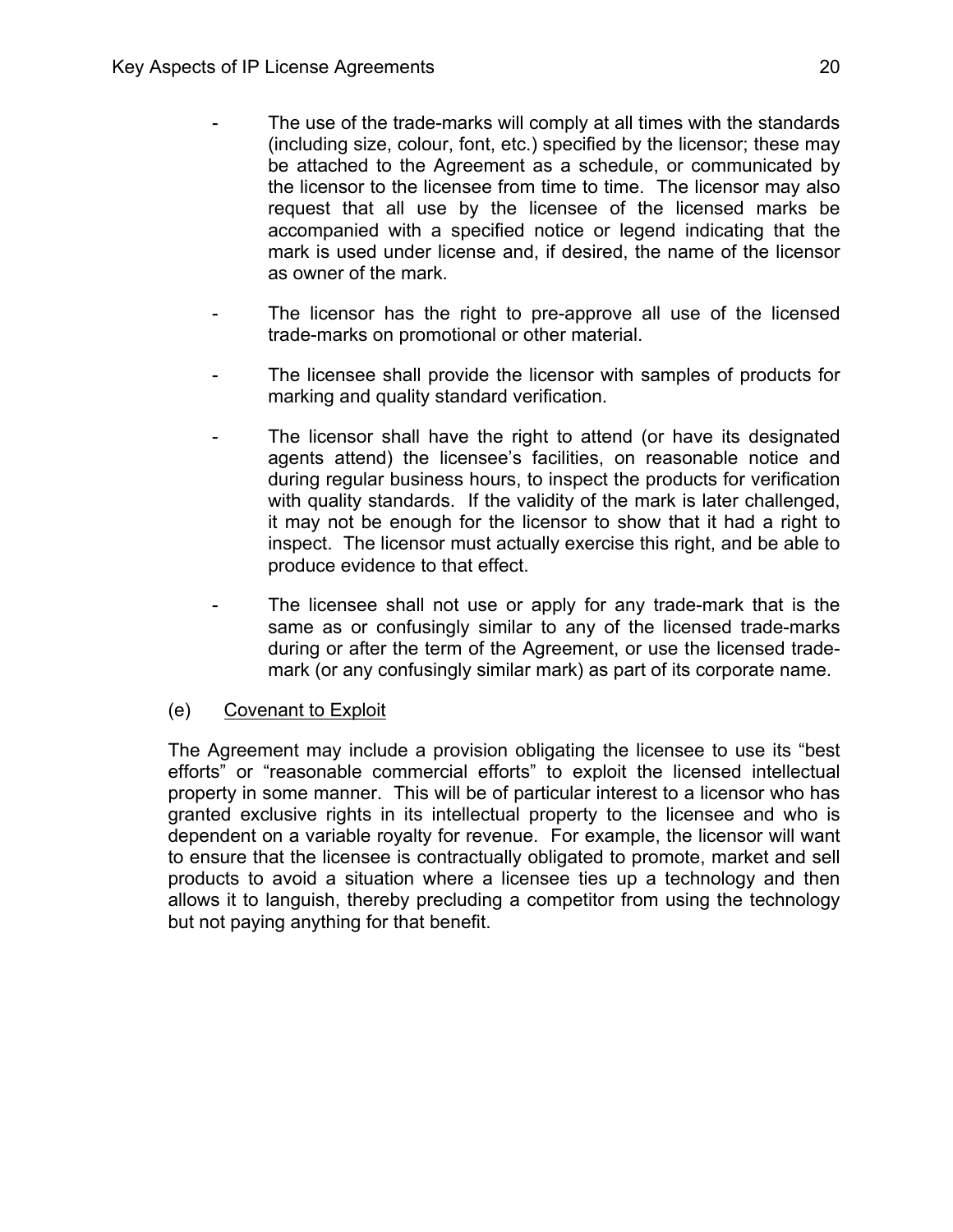- The use of the trade-marks will comply at all times with the standards (including size, colour, font, etc.) specified by the licensor; these may be attached to the Agreement as a schedule, or communicated by the licensor to the licensee from time to time. The licensor may also request that all use by the licensee of the licensed marks be accompanied with a specified notice or legend indicating that the mark is used under license and, if desired, the name of the licensor as owner of the mark.

- The licensor has the right to pre-approve all use of the licensed trade-marks on promotional or other material.

- The licensee shall provide the licensor with samples of products for marking and quality standard verification.

- The licensor shall have the right to attend (or have its designated agents attend) the licensee's facilities, on reasonable notice and during regular business hours, to inspect the products for verification with quality standards. If the validity of the mark is later challenged, it may not be enough for the licensor to show that it had a right to inspect. The licensor must actually exercise this right, and be able to produce evidence to that effect.

- The licensee shall not use or apply for any trade-mark that is the same as or confusingly similar to any of the licensed trade-marks during or after the term of the Agreement, or use the licensed trade-mark (or any confusingly similar mark) as part of its corporate name.

(e) <u>Covenant to Exploit</u>

The Agreement may include a provision obligating the licensee to use its "best efforts" or "reasonable commercial efforts" to exploit the licensed intellectual property in some manner. This will be of particular interest to a licensor who has granted exclusive rights in its intellectual property to the licensee and who is dependent on a variable royalty for revenue. For example, the licensor will want to ensure that the licensee is contractually obligated to promote, market and sell products to avoid a situation where a licensee ties up a technology and then allows it to languish, thereby precluding a competitor from using the technology but not paying anything for that benefit.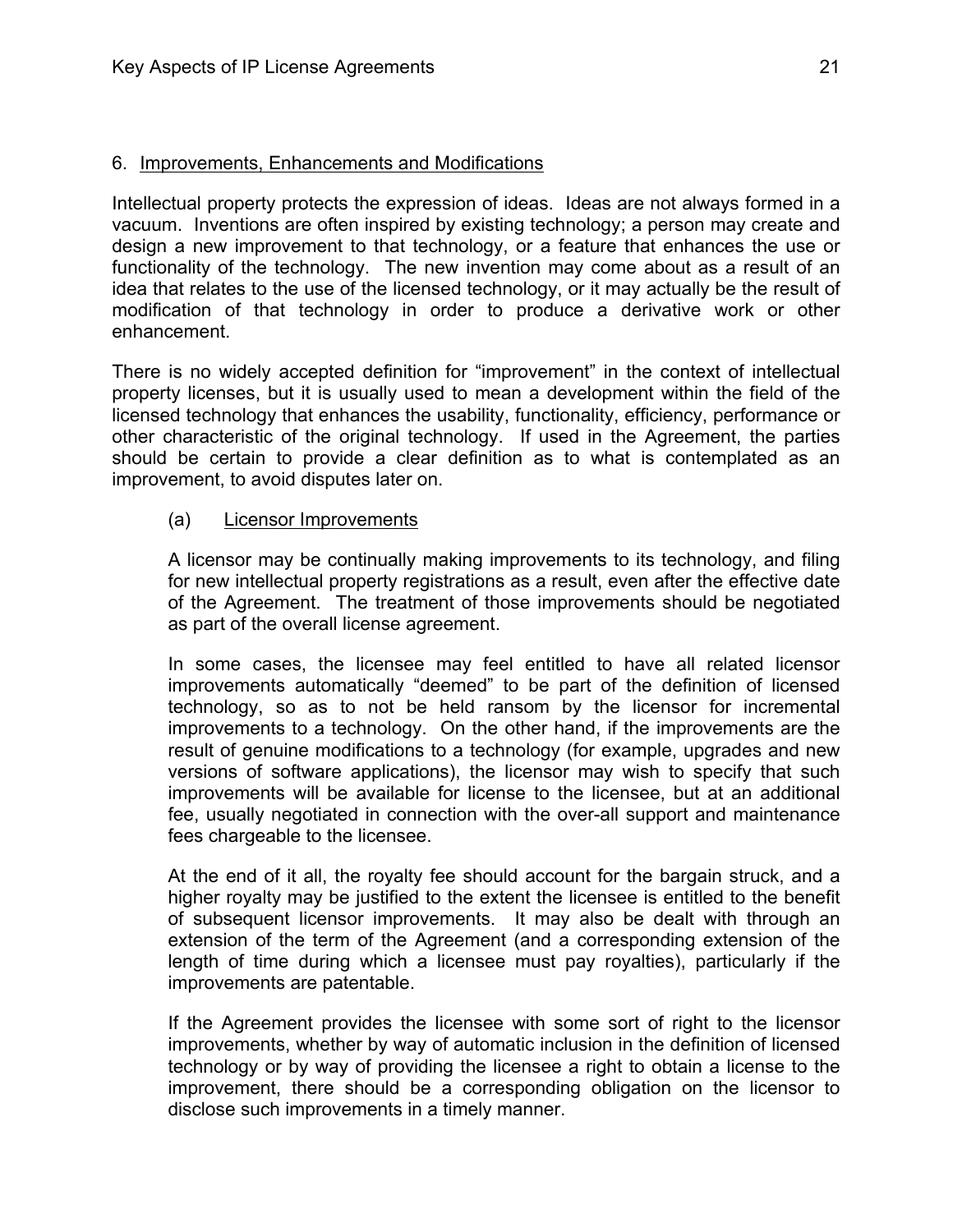## 6. Improvements, Enhancements and Modifications

Intellectual property protects the expression of ideas. Ideas are not always formed in a vacuum. Inventions are often inspired by existing technology; a person may create and design a new improvement to that technology, or a feature that enhances the use or functionality of the technology. The new invention may come about as a result of an idea that relates to the use of the licensed technology, or it may actually be the result of modification of that technology in order to produce a derivative work or other enhancement.

There is no widely accepted definition for "improvement" in the context of intellectual property licenses, but it is usually used to mean a development within the field of the licensed technology that enhances the usability, functionality, efficiency, performance or other characteristic of the original technology. If used in the Agreement, the parties should be certain to provide a clear definition as to what is contemplated as an improvement, to avoid disputes later on.

### (a) Licensor Improvements

A licensor may be continually making improvements to its technology, and filing for new intellectual property registrations as a result, even after the effective date of the Agreement. The treatment of those improvements should be negotiated as part of the overall license agreement.

In some cases, the licensee may feel entitled to have all related licensor improvements automatically "deemed" to be part of the definition of licensed technology, so as to not be held ransom by the licensor for incremental improvements to a technology. On the other hand, if the improvements are the result of genuine modifications to a technology (for example, upgrades and new versions of software applications), the licensor may wish to specify that such improvements will be available for license to the licensee, but at an additional fee, usually negotiated in connection with the over-all support and maintenance fees chargeable to the licensee.

At the end of it all, the royalty fee should account for the bargain struck, and a higher royalty may be justified to the extent the licensee is entitled to the benefit of subsequent licensor improvements. It may also be dealt with through an extension of the term of the Agreement (and a corresponding extension of the length of time during which a licensee must pay royalties), particularly if the improvements are patentable.

If the Agreement provides the licensee with some sort of right to the licensor improvements, whether by way of automatic inclusion in the definition of licensed technology or by way of providing the licensee a right to obtain a license to the improvement, there should be a corresponding obligation on the licensor to disclose such improvements in a timely manner.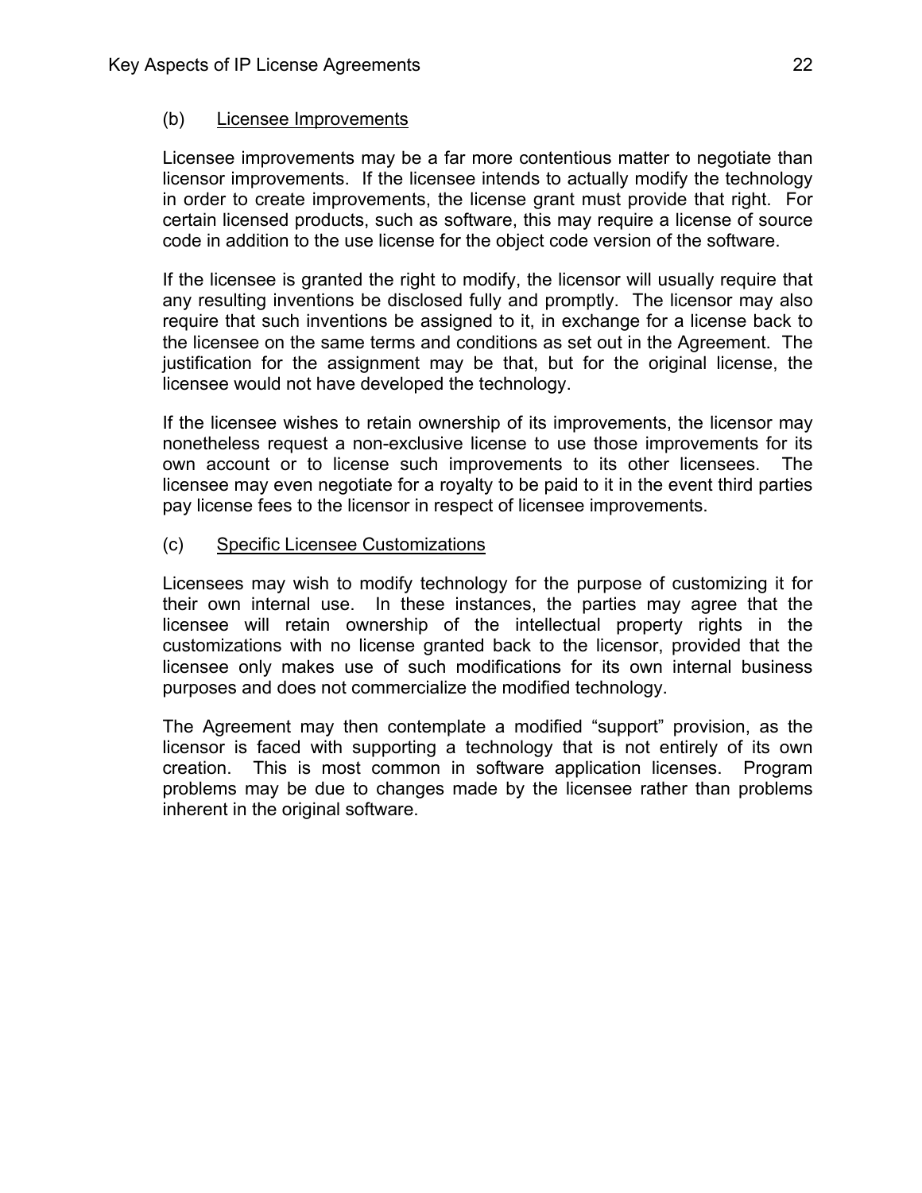### (b) Licensee Improvements

Licensee improvements may be a far more contentious matter to negotiate than licensor improvements. If the licensee intends to actually modify the technology in order to create improvements, the license grant must provide that right. For certain licensed products, such as software, this may require a license of source code in addition to the use license for the object code version of the software.

If the licensee is granted the right to modify, the licensor will usually require that any resulting inventions be disclosed fully and promptly. The licensor may also require that such inventions be assigned to it, in exchange for a license back to the licensee on the same terms and conditions as set out in the Agreement. The justification for the assignment may be that, but for the original license, the licensee would not have developed the technology.

If the licensee wishes to retain ownership of its improvements, the licensor may nonetheless request a non-exclusive license to use those improvements for its own account or to license such improvements to its other licensees. The licensee may even negotiate for a royalty to be paid to it in the event third parties pay license fees to the licensor in respect of licensee improvements.

### (c) Specific Licensee Customizations

Licensees may wish to modify technology for the purpose of customizing it for their own internal use. In these instances, the parties may agree that the licensee will retain ownership of the intellectual property rights in the customizations with no license granted back to the licensor, provided that the licensee only makes use of such modifications for its own internal business purposes and does not commercialize the modified technology.

The Agreement may then contemplate a modified "support" provision, as the licensor is faced with supporting a technology that is not entirely of its own creation. This is most common in software application licenses. Program problems may be due to changes made by the licensee rather than problems inherent in the original software.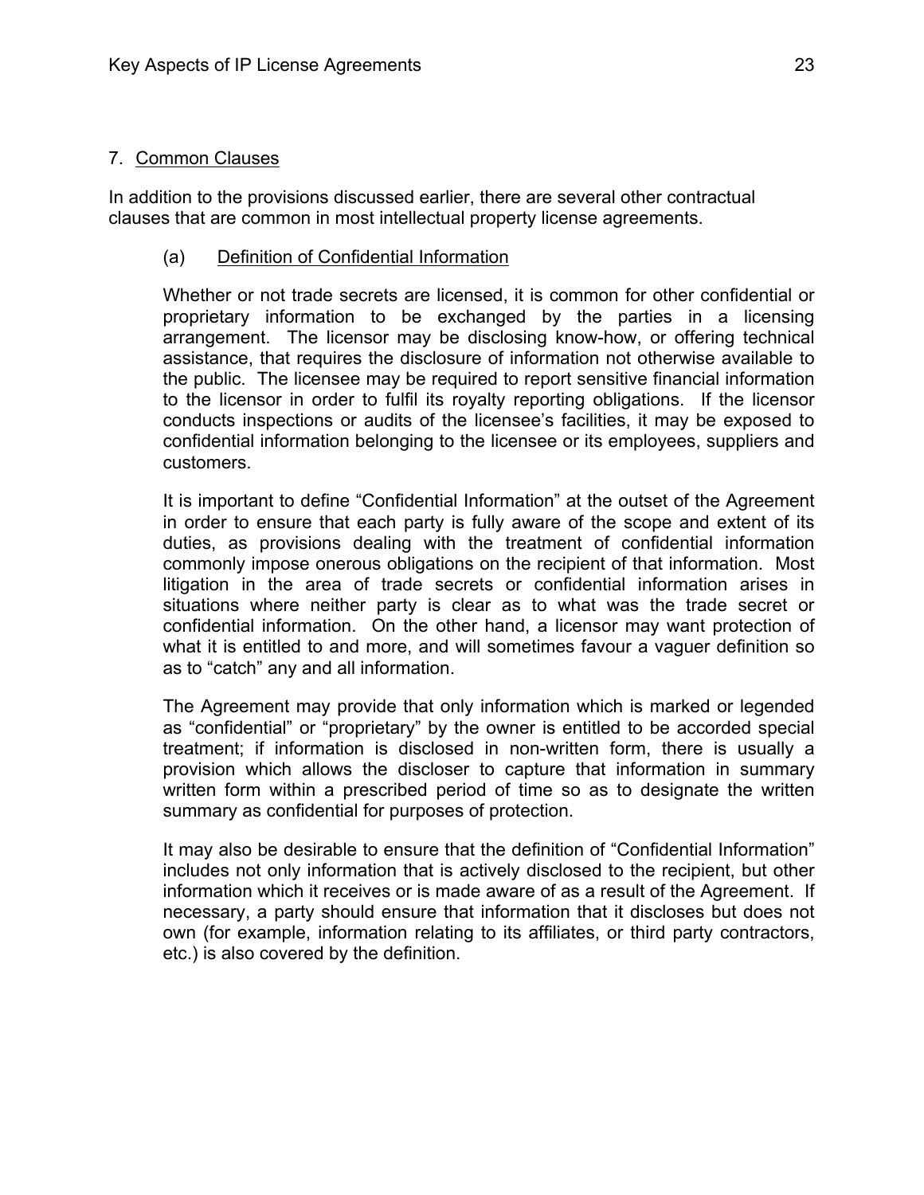## 7. Common Clauses

In addition to the provisions discussed earlier, there are several other contractual clauses that are common in most intellectual property license agreements.

### (a) Definition of Confidential Information

Whether or not trade secrets are licensed, it is common for other confidential or proprietary information to be exchanged by the parties in a licensing arrangement. The licensor may be disclosing know-how, or offering technical assistance, that requires the disclosure of information not otherwise available to the public. The licensee may be required to report sensitive financial information to the licensor in order to fulfil its royalty reporting obligations. If the licensor conducts inspections or audits of the licensee's facilities, it may be exposed to confidential information belonging to the licensee or its employees, suppliers and customers.

It is important to define "Confidential Information" at the outset of the Agreement in order to ensure that each party is fully aware of the scope and extent of its duties, as provisions dealing with the treatment of confidential information commonly impose onerous obligations on the recipient of that information. Most litigation in the area of trade secrets or confidential information arises in situations where neither party is clear as to what was the trade secret or confidential information. On the other hand, a licensor may want protection of what it is entitled to and more, and will sometimes favour a vaguer definition so as to "catch" any and all information.

The Agreement may provide that only information which is marked or legended as "confidential" or "proprietary" by the owner is entitled to be accorded special treatment; if information is disclosed in non-written form, there is usually a provision which allows the discloser to capture that information in summary written form within a prescribed period of time so as to designate the written summary as confidential for purposes of protection.

It may also be desirable to ensure that the definition of "Confidential Information" includes not only information that is actively disclosed to the recipient, but other information which it receives or is made aware of as a result of the Agreement. If necessary, a party should ensure that information that it discloses but does not own (for example, information relating to its affiliates, or third party contractors, etc.) is also covered by the definition.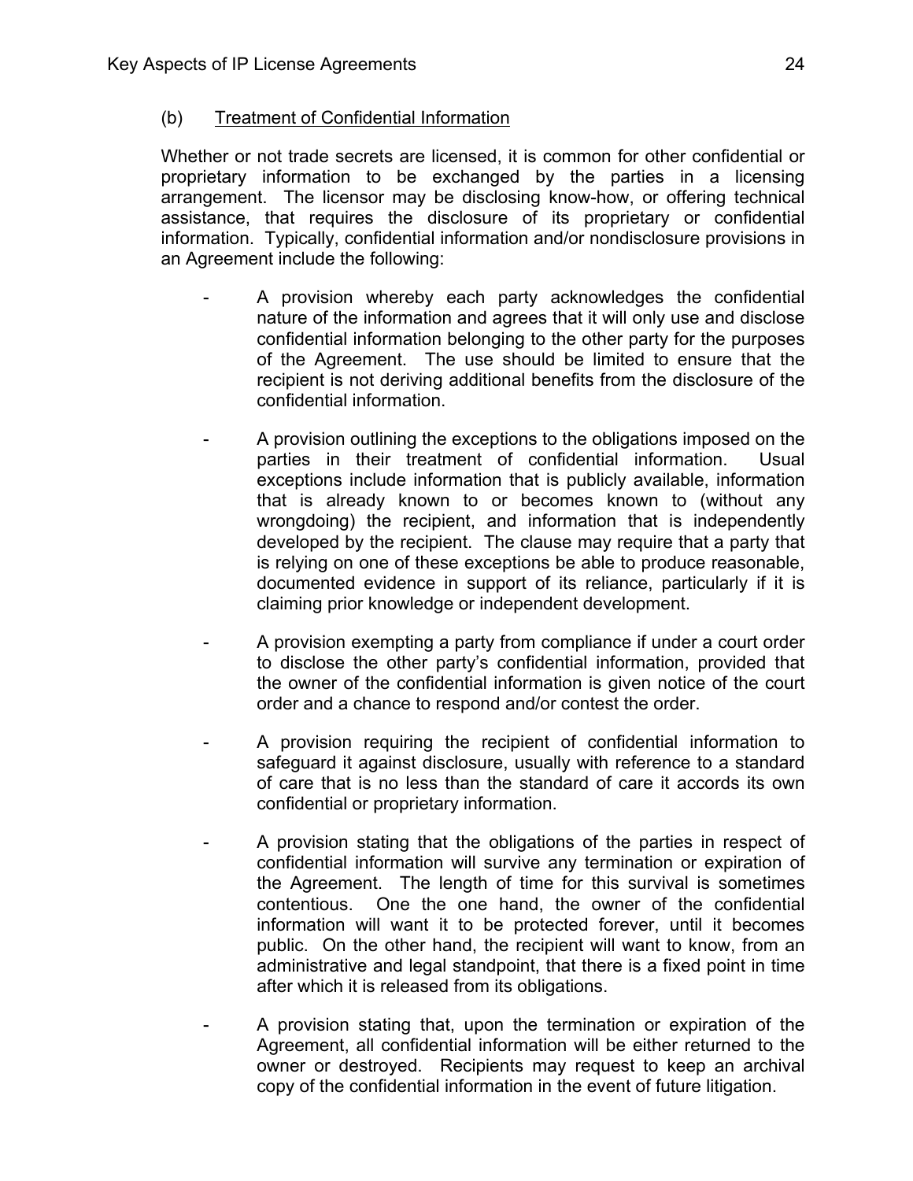(b) Treatment of Confidential Information

Whether or not trade secrets are licensed, it is common for other confidential or proprietary information to be exchanged by the parties in a licensing arrangement. The licensor may be disclosing know-how, or offering technical assistance, that requires the disclosure of its proprietary or confidential information. Typically, confidential information and/or nondisclosure provisions in an Agreement include the following:

- A provision whereby each party acknowledges the confidential nature of the information and agrees that it will only use and disclose confidential information belonging to the other party for the purposes of the Agreement. The use should be limited to ensure that the recipient is not deriving additional benefits from the disclosure of the confidential information.

- A provision outlining the exceptions to the obligations imposed on the parties in their treatment of confidential information. Usual exceptions include information that is publicly available, information that is already known to or becomes known to (without any wrongdoing) the recipient, and information that is independently developed by the recipient. The clause may require that a party that is relying on one of these exceptions be able to produce reasonable, documented evidence in support of its reliance, particularly if it is claiming prior knowledge or independent development.

- A provision exempting a party from compliance if under a court order to disclose the other party's confidential information, provided that the owner of the confidential information is given notice of the court order and a chance to respond and/or contest the order.

- A provision requiring the recipient of confidential information to safeguard it against disclosure, usually with reference to a standard of care that is no less than the standard of care it accords its own confidential or proprietary information.

- A provision stating that the obligations of the parties in respect of confidential information will survive any termination or expiration of the Agreement. The length of time for this survival is sometimes contentious. One the one hand, the owner of the confidential information will want it to be protected forever, until it becomes public. On the other hand, the recipient will want to know, from an administrative and legal standpoint, that there is a fixed point in time after which it is released from its obligations.

- A provision stating that, upon the termination or expiration of the Agreement, all confidential information will be either returned to the owner or destroyed. Recipients may request to keep an archival copy of the confidential information in the event of future litigation.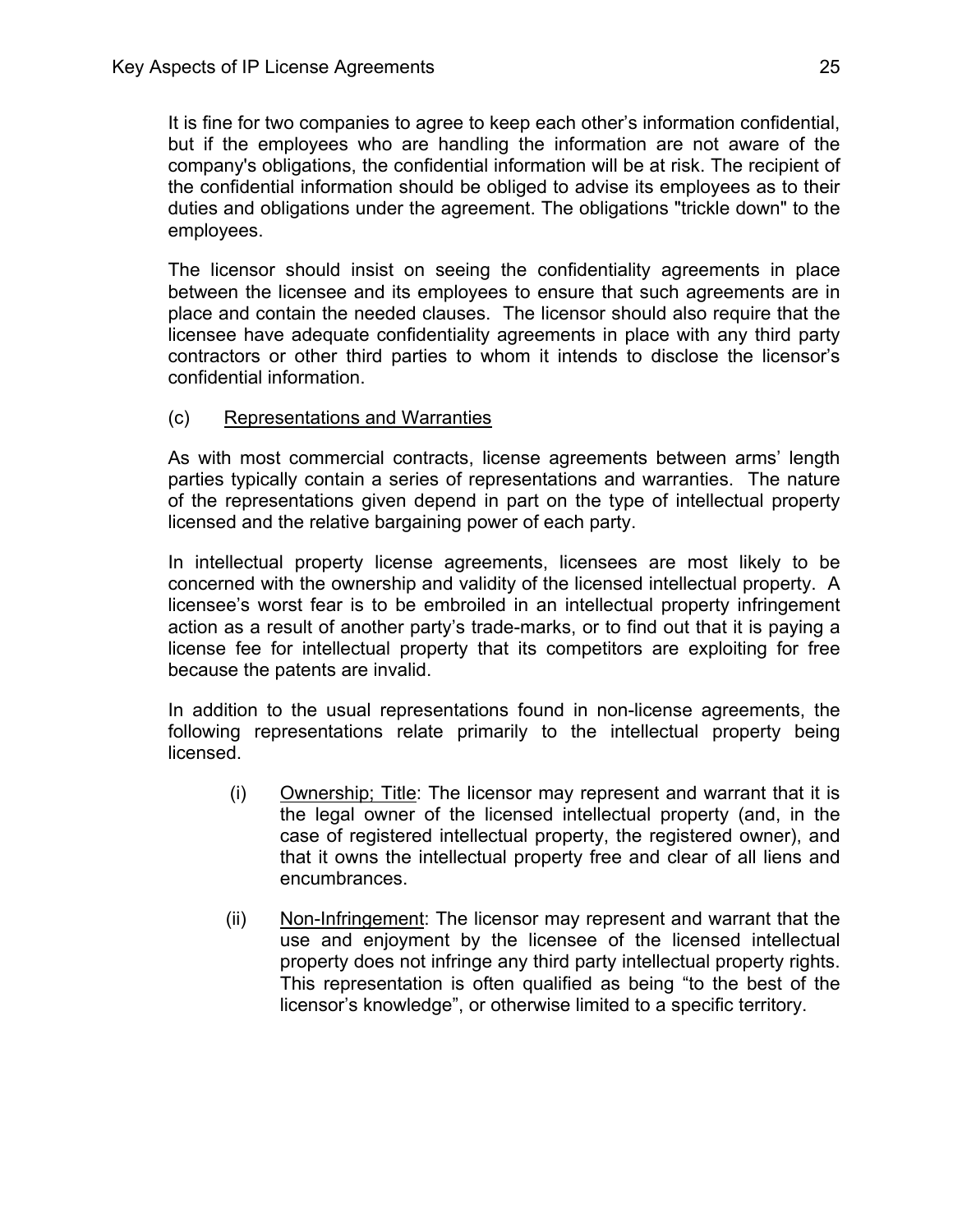It is fine for two companies to agree to keep each other's information confidential, but if the employees who are handling the information are not aware of the company's obligations, the confidential information will be at risk. The recipient of the confidential information should be obliged to advise its employees as to their duties and obligations under the agreement. The obligations "trickle down" to the employees.

The licensor should insist on seeing the confidentiality agreements in place between the licensee and its employees to ensure that such agreements are in place and contain the needed clauses. The licensor should also require that the licensee have adequate confidentiality agreements in place with any third party contractors or other third parties to whom it intends to disclose the licensor's confidential information.

(c) Representations and Warranties

As with most commercial contracts, license agreements between arms' length parties typically contain a series of representations and warranties. The nature of the representations given depend in part on the type of intellectual property licensed and the relative bargaining power of each party.

In intellectual property license agreements, licensees are most likely to be concerned with the ownership and validity of the licensed intellectual property. A licensee's worst fear is to be embroiled in an intellectual property infringement action as a result of another party's trade-marks, or to find out that it is paying a license fee for intellectual property that its competitors are exploiting for free because the patents are invalid.

In addition to the usual representations found in non-license agreements, the following representations relate primarily to the intellectual property being licensed.

(i) Ownership; Title: The licensor may represent and warrant that it is the legal owner of the licensed intellectual property (and, in the case of registered intellectual property, the registered owner), and that it owns the intellectual property free and clear of all liens and encumbrances.

(ii) Non-Infringement: The licensor may represent and warrant that the use and enjoyment by the licensee of the licensed intellectual property does not infringe any third party intellectual property rights. This representation is often qualified as being "to the best of the licensor's knowledge", or otherwise limited to a specific territory.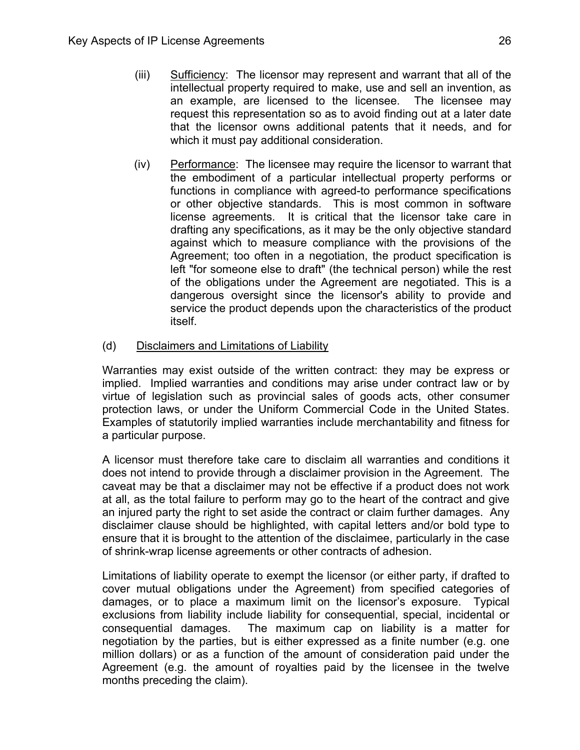(iii) Sufficiency: The licensor may represent and warrant that all of the intellectual property required to make, use and sell an invention, as an example, are licensed to the licensee. The licensee may request this representation so as to avoid finding out at a later date that the licensor owns additional patents that it needs, and for which it must pay additional consideration.

(iv) Performance: The licensee may require the licensor to warrant that the embodiment of a particular intellectual property performs or functions in compliance with agreed-to performance specifications or other objective standards. This is most common in software license agreements. It is critical that the licensor take care in drafting any specifications, as it may be the only objective standard against which to measure compliance with the provisions of the Agreement; too often in a negotiation, the product specification is left "for someone else to draft" (the technical person) while the rest of the obligations under the Agreement are negotiated. This is a dangerous oversight since the licensor's ability to provide and service the product depends upon the characteristics of the product itself.

(d) Disclaimers and Limitations of Liability

Warranties may exist outside of the written contract: they may be express or implied. Implied warranties and conditions may arise under contract law or by virtue of legislation such as provincial sales of goods acts, other consumer protection laws, or under the Uniform Commercial Code in the United States. Examples of statutorily implied warranties include merchantability and fitness for a particular purpose.

A licensor must therefore take care to disclaim all warranties and conditions it does not intend to provide through a disclaimer provision in the Agreement. The caveat may be that a disclaimer may not be effective if a product does not work at all, as the total failure to perform may go to the heart of the contract and give an injured party the right to set aside the contract or claim further damages. Any disclaimer clause should be highlighted, with capital letters and/or bold type to ensure that it is brought to the attention of the disclaimee, particularly in the case of shrink-wrap license agreements or other contracts of adhesion.

Limitations of liability operate to exempt the licensor (or either party, if drafted to cover mutual obligations under the Agreement) from specified categories of damages, or to place a maximum limit on the licensor's exposure. Typical exclusions from liability include liability for consequential, special, incidental or consequential damages. The maximum cap on liability is a matter for negotiation by the parties, but is either expressed as a finite number (e.g. one million dollars) or as a function of the amount of consideration paid under the Agreement (e.g. the amount of royalties paid by the licensee in the twelve months preceding the claim).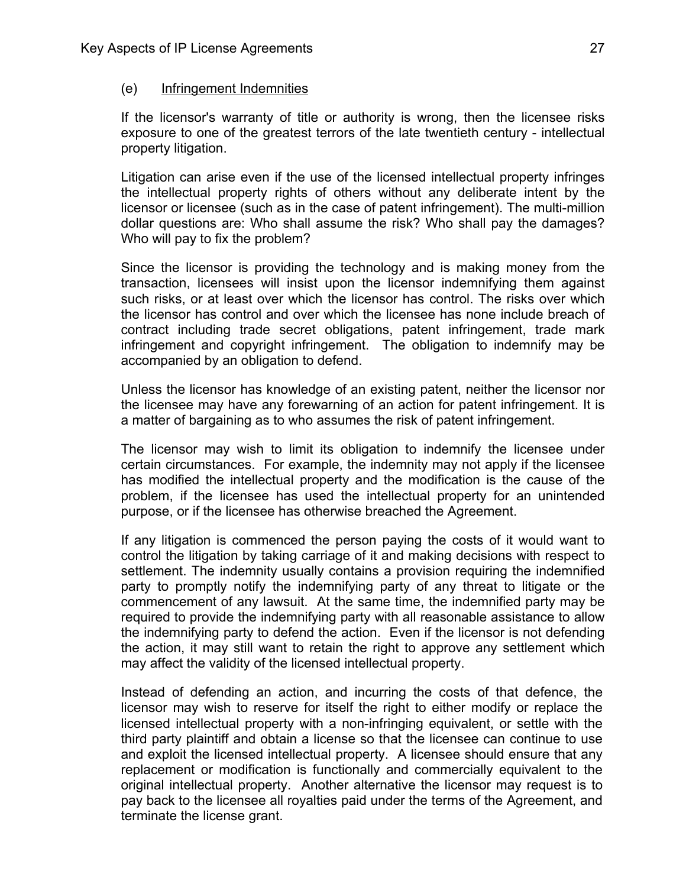### (e) Infringement Indemnities

If the licensor's warranty of title or authority is wrong, then the licensee risks exposure to one of the greatest terrors of the late twentieth century - intellectual property litigation.

Litigation can arise even if the use of the licensed intellectual property infringes the intellectual property rights of others without any deliberate intent by the licensor or licensee (such as in the case of patent infringement). The multi-million dollar questions are: Who shall assume the risk? Who shall pay the damages? Who will pay to fix the problem?

Since the licensor is providing the technology and is making money from the transaction, licensees will insist upon the licensor indemnifying them against such risks, or at least over which the licensor has control. The risks over which the licensor has control and over which the licensee has none include breach of contract including trade secret obligations, patent infringement, trade mark infringement and copyright infringement. The obligation to indemnify may be accompanied by an obligation to defend.

Unless the licensor has knowledge of an existing patent, neither the licensor nor the licensee may have any forewarning of an action for patent infringement. It is a matter of bargaining as to who assumes the risk of patent infringement.

The licensor may wish to limit its obligation to indemnify the licensee under certain circumstances. For example, the indemnity may not apply if the licensee has modified the intellectual property and the modification is the cause of the problem, if the licensee has used the intellectual property for an unintended purpose, or if the licensee has otherwise breached the Agreement.

If any litigation is commenced the person paying the costs of it would want to control the litigation by taking carriage of it and making decisions with respect to settlement. The indemnity usually contains a provision requiring the indemnified party to promptly notify the indemnifying party of any threat to litigate or the commencement of any lawsuit. At the same time, the indemnified party may be required to provide the indemnifying party with all reasonable assistance to allow the indemnifying party to defend the action. Even if the licensor is not defending the action, it may still want to retain the right to approve any settlement which may affect the validity of the licensed intellectual property.

Instead of defending an action, and incurring the costs of that defence, the licensor may wish to reserve for itself the right to either modify or replace the licensed intellectual property with a non-infringing equivalent, or settle with the third party plaintiff and obtain a license so that the licensee can continue to use and exploit the licensed intellectual property. A licensee should ensure that any replacement or modification is functionally and commercially equivalent to the original intellectual property. Another alternative the licensor may request is to pay back to the licensee all royalties paid under the terms of the Agreement, and terminate the license grant.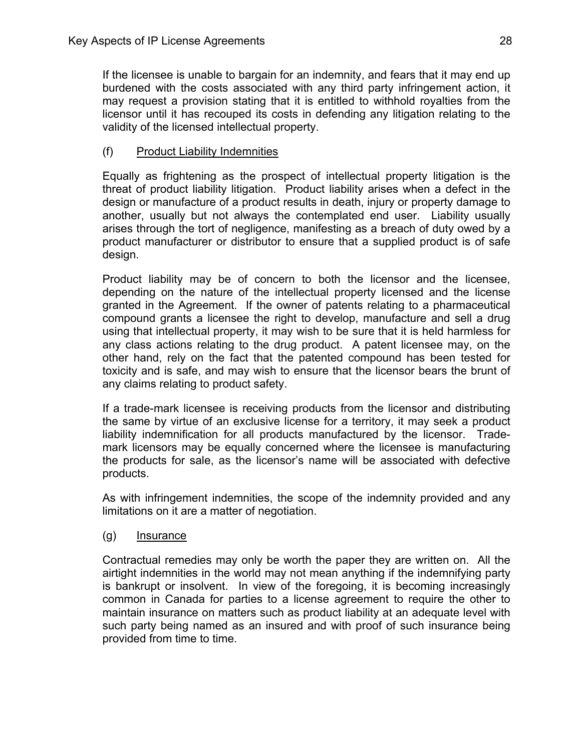If the licensee is unable to bargain for an indemnity, and fears that it may end up burdened with the costs associated with any third party infringement action, it may request a provision stating that it is entitled to withhold royalties from the licensor until it has recouped its costs in defending any litigation relating to the validity of the licensed intellectual property.

(f) <u>Product Liability Indemnities</u>

Equally as frightening as the prospect of intellectual property litigation is the threat of product liability litigation. Product liability arises when a defect in the design or manufacture of a product results in death, injury or property damage to another, usually but not always the contemplated end user. Liability usually arises through the tort of negligence, manifesting as a breach of duty owed by a product manufacturer or distributor to ensure that a supplied product is of safe design.

Product liability may be of concern to both the licensor and the licensee, depending on the nature of the intellectual property licensed and the license granted in the Agreement. If the owner of patents relating to a pharmaceutical compound grants a licensee the right to develop, manufacture and sell a drug using that intellectual property, it may wish to be sure that it is held harmless for any class actions relating to the drug product. A patent licensee may, on the other hand, rely on the fact that the patented compound has been tested for toxicity and is safe, and may wish to ensure that the licensor bears the brunt of any claims relating to product safety.

If a trade-mark licensee is receiving products from the licensor and distributing the same by virtue of an exclusive license for a territory, it may seek a product liability indemnification for all products manufactured by the licensor. Trade-mark licensors may be equally concerned where the licensee is manufacturing the products for sale, as the licensor's name will be associated with defective products.

As with infringement indemnities, the scope of the indemnity provided and any limitations on it are a matter of negotiation.

(g) <u>Insurance</u>

Contractual remedies may only be worth the paper they are written on. All the airtight indemnities in the world may not mean anything if the indemnifying party is bankrupt or insolvent. In view of the foregoing, it is becoming increasingly common in Canada for parties to a license agreement to require the other to maintain insurance on matters such as product liability at an adequate level with such party being named as an insured and with proof of such insurance being provided from time to time.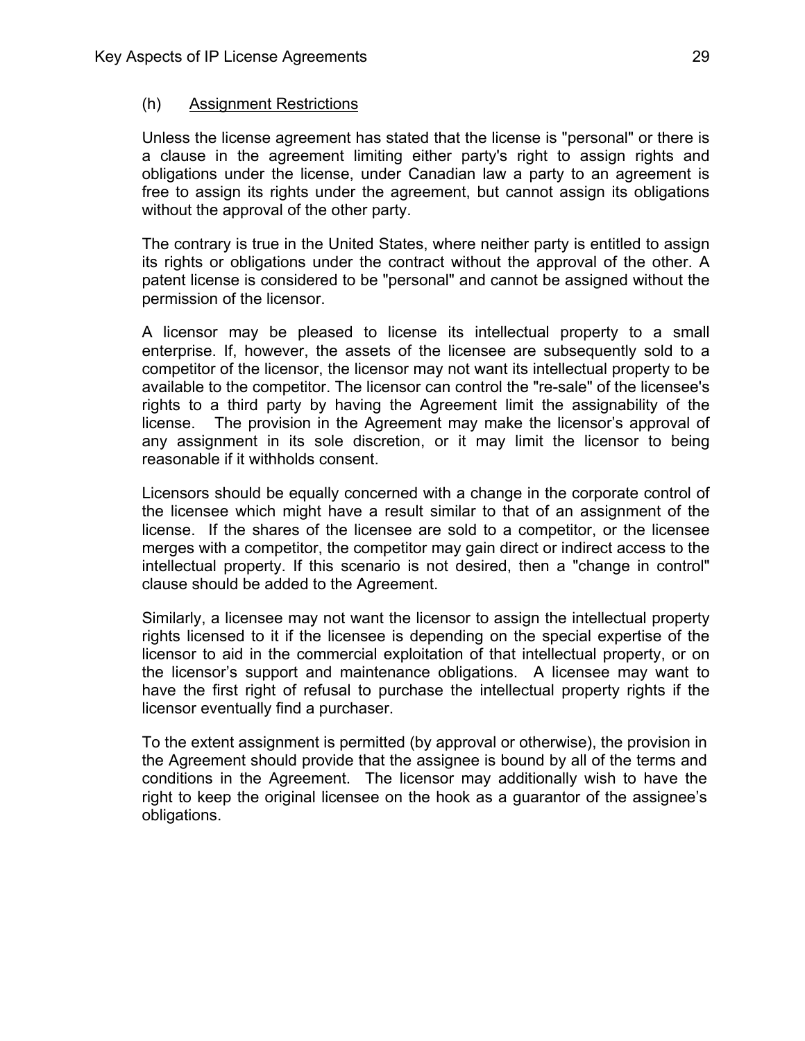### (h) Assignment Restrictions

Unless the license agreement has stated that the license is "personal" or there is a clause in the agreement limiting either party's right to assign rights and obligations under the license, under Canadian law a party to an agreement is free to assign its rights under the agreement, but cannot assign its obligations without the approval of the other party.

The contrary is true in the United States, where neither party is entitled to assign its rights or obligations under the contract without the approval of the other. A patent license is considered to be "personal" and cannot be assigned without the permission of the licensor.

A licensor may be pleased to license its intellectual property to a small enterprise. If, however, the assets of the licensee are subsequently sold to a competitor of the licensor, the licensor may not want its intellectual property to be available to the competitor. The licensor can control the "re-sale" of the licensee's rights to a third party by having the Agreement limit the assignability of the license. The provision in the Agreement may make the licensor's approval of any assignment in its sole discretion, or it may limit the licensor to being reasonable if it withholds consent.

Licensors should be equally concerned with a change in the corporate control of the licensee which might have a result similar to that of an assignment of the license. If the shares of the licensee are sold to a competitor, or the licensee merges with a competitor, the competitor may gain direct or indirect access to the intellectual property. If this scenario is not desired, then a "change in control" clause should be added to the Agreement.

Similarly, a licensee may not want the licensor to assign the intellectual property rights licensed to it if the licensee is depending on the special expertise of the licensor to aid in the commercial exploitation of that intellectual property, or on the licensor's support and maintenance obligations. A licensee may want to have the first right of refusal to purchase the intellectual property rights if the licensor eventually find a purchaser.

To the extent assignment is permitted (by approval or otherwise), the provision in the Agreement should provide that the assignee is bound by all of the terms and conditions in the Agreement. The licensor may additionally wish to have the right to keep the original licensee on the hook as a guarantor of the assignee's obligations.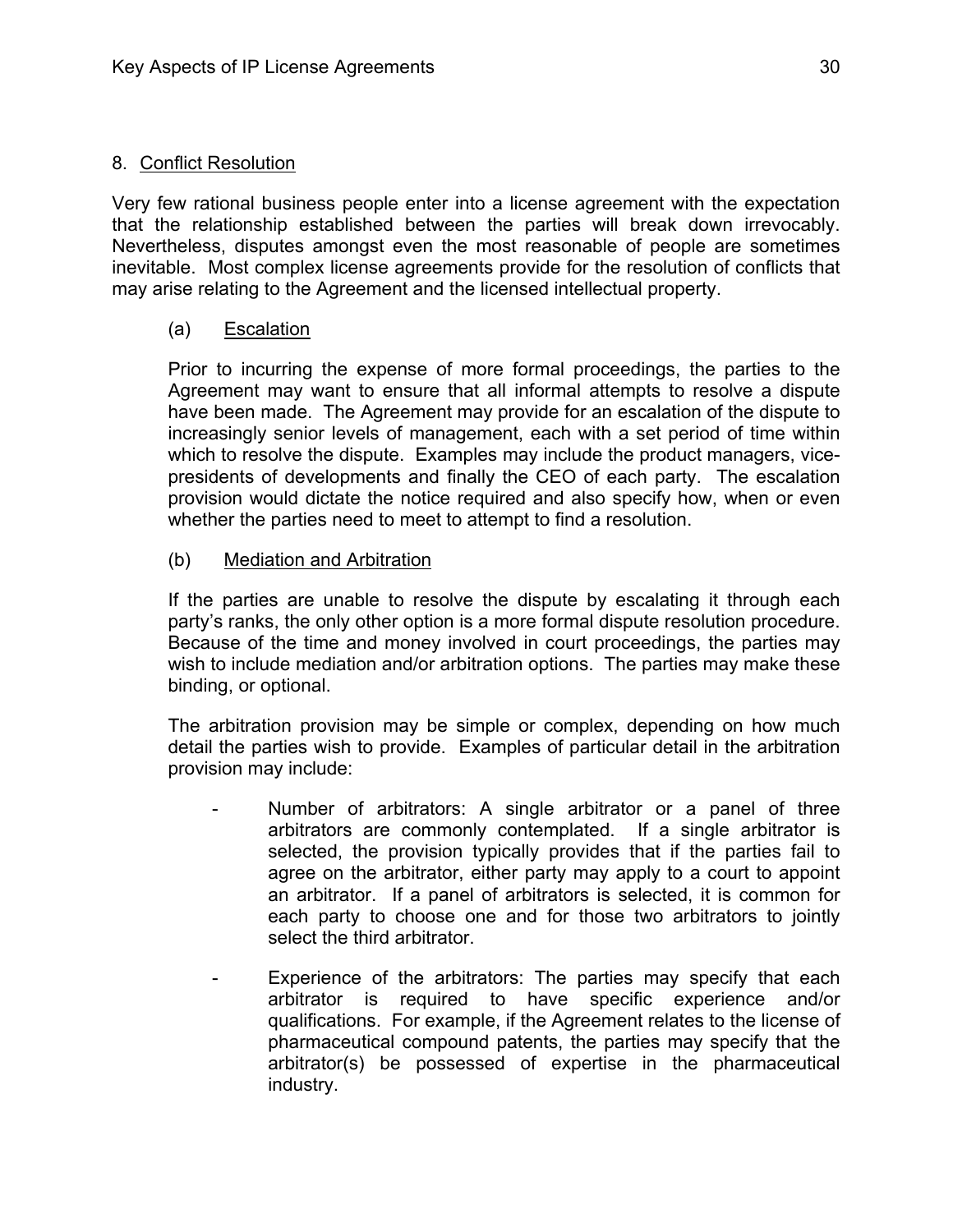## 8. Conflict Resolution

Very few rational business people enter into a license agreement with the expectation that the relationship established between the parties will break down irrevocably. Nevertheless, disputes amongst even the most reasonable of people are sometimes inevitable. Most complex license agreements provide for the resolution of conflicts that may arise relating to the Agreement and the licensed intellectual property.

### (a) Escalation

Prior to incurring the expense of more formal proceedings, the parties to the Agreement may want to ensure that all informal attempts to resolve a dispute have been made. The Agreement may provide for an escalation of the dispute to increasingly senior levels of management, each with a set period of time within which to resolve the dispute. Examples may include the product managers, vice-presidents of developments and finally the CEO of each party. The escalation provision would dictate the notice required and also specify how, when or even whether the parties need to meet to attempt to find a resolution.

### (b) Mediation and Arbitration

If the parties are unable to resolve the dispute by escalating it through each party's ranks, the only other option is a more formal dispute resolution procedure. Because of the time and money involved in court proceedings, the parties may wish to include mediation and/or arbitration options. The parties may make these binding, or optional.

The arbitration provision may be simple or complex, depending on how much detail the parties wish to provide. Examples of particular detail in the arbitration provision may include:

- Number of arbitrators: A single arbitrator or a panel of three arbitrators are commonly contemplated. If a single arbitrator is selected, the provision typically provides that if the parties fail to agree on the arbitrator, either party may apply to a court to appoint an arbitrator. If a panel of arbitrators is selected, it is common for each party to choose one and for those two arbitrators to jointly select the third arbitrator.

- Experience of the arbitrators: The parties may specify that each arbitrator is required to have specific experience and/or qualifications. For example, if the Agreement relates to the license of pharmaceutical compound patents, the parties may specify that the arbitrator(s) be possessed of expertise in the pharmaceutical industry.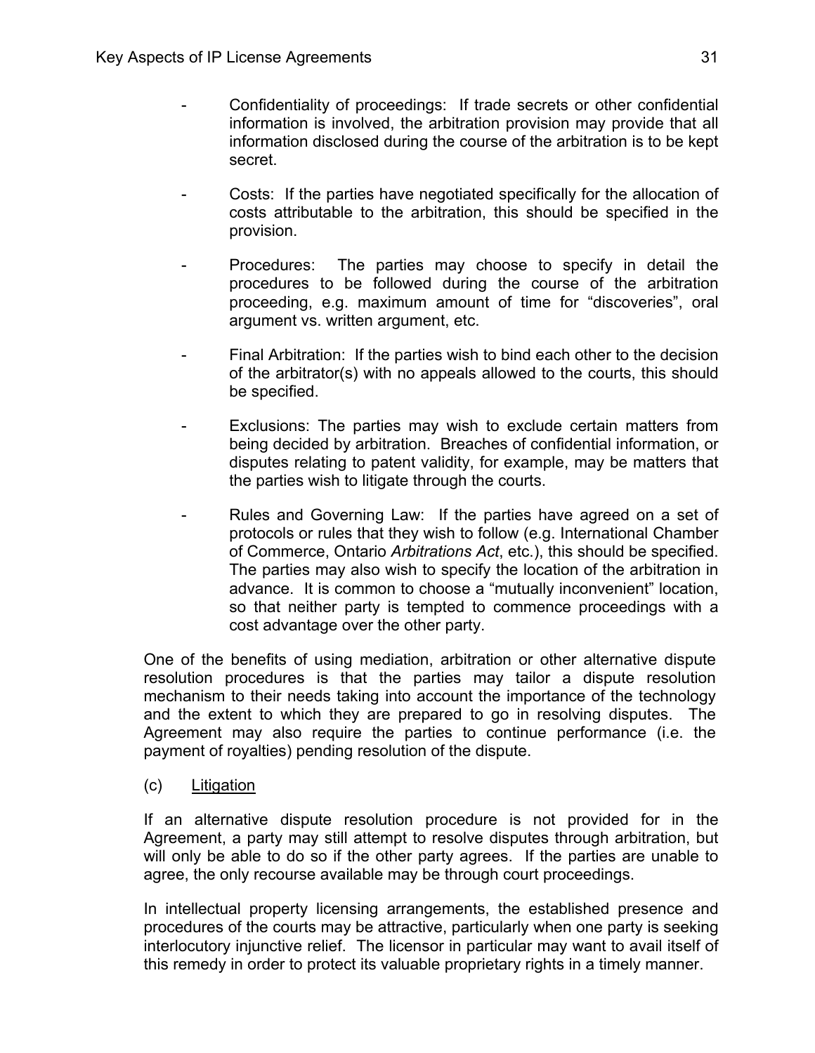- Confidentiality of proceedings: If trade secrets or other confidential information is involved, the arbitration provision may provide that all information disclosed during the course of the arbitration is to be kept secret.

- Costs: If the parties have negotiated specifically for the allocation of costs attributable to the arbitration, this should be specified in the provision.

- Procedures: The parties may choose to specify in detail the procedures to be followed during the course of the arbitration proceeding, e.g. maximum amount of time for "discoveries", oral argument vs. written argument, etc.

- Final Arbitration: If the parties wish to bind each other to the decision of the arbitrator(s) with no appeals allowed to the courts, this should be specified.

- Exclusions: The parties may wish to exclude certain matters from being decided by arbitration. Breaches of confidential information, or disputes relating to patent validity, for example, may be matters that the parties wish to litigate through the courts.

- Rules and Governing Law: If the parties have agreed on a set of protocols or rules that they wish to follow (e.g. International Chamber of Commerce, Ontario *Arbitrations Act*, etc.), this should be specified. The parties may also wish to specify the location of the arbitration in advance. It is common to choose a "mutually inconvenient" location, so that neither party is tempted to commence proceedings with a cost advantage over the other party.

One of the benefits of using mediation, arbitration or other alternative dispute resolution procedures is that the parties may tailor a dispute resolution mechanism to their needs taking into account the importance of the technology and the extent to which they are prepared to go in resolving disputes. The Agreement may also require the parties to continue performance (i.e. the payment of royalties) pending resolution of the dispute.

(c) <u>Litigation</u>

If an alternative dispute resolution procedure is not provided for in the Agreement, a party may still attempt to resolve disputes through arbitration, but will only be able to do so if the other party agrees. If the parties are unable to agree, the only recourse available may be through court proceedings.

In intellectual property licensing arrangements, the established presence and procedures of the courts may be attractive, particularly when one party is seeking interlocutory injunctive relief. The licensor in particular may want to avail itself of this remedy in order to protect its valuable proprietary rights in a timely manner.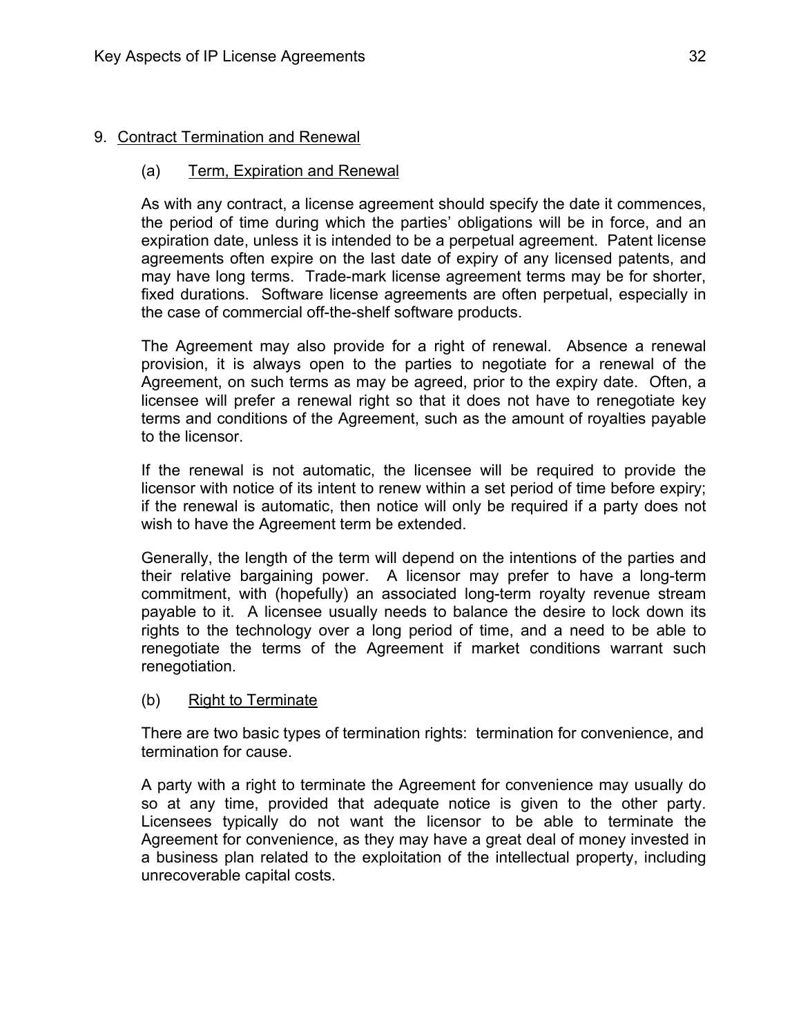## 9. Contract Termination and Renewal

### (a) Term, Expiration and Renewal

As with any contract, a license agreement should specify the date it commences, the period of time during which the parties' obligations will be in force, and an expiration date, unless it is intended to be a perpetual agreement. Patent license agreements often expire on the last date of expiry of any licensed patents, and may have long terms. Trade-mark license agreement terms may be for shorter, fixed durations. Software license agreements are often perpetual, especially in the case of commercial off-the-shelf software products.

The Agreement may also provide for a right of renewal. Absence a renewal provision, it is always open to the parties to negotiate for a renewal of the Agreement, on such terms as may be agreed, prior to the expiry date. Often, a licensee will prefer a renewal right so that it does not have to renegotiate key terms and conditions of the Agreement, such as the amount of royalties payable to the licensor.

If the renewal is not automatic, the licensee will be required to provide the licensor with notice of its intent to renew within a set period of time before expiry; if the renewal is automatic, then notice will only be required if a party does not wish to have the Agreement term be extended.

Generally, the length of the term will depend on the intentions of the parties and their relative bargaining power. A licensor may prefer to have a long-term commitment, with (hopefully) an associated long-term royalty revenue stream payable to it. A licensee usually needs to balance the desire to lock down its rights to the technology over a long period of time, and a need to be able to renegotiate the terms of the Agreement if market conditions warrant such renegotiation.

### (b) Right to Terminate

There are two basic types of termination rights: termination for convenience, and termination for cause.

A party with a right to terminate the Agreement for convenience may usually do so at any time, provided that adequate notice is given to the other party. Licensees typically do not want the licensor to be able to terminate the Agreement for convenience, as they may have a great deal of money invested in a business plan related to the exploitation of the intellectual property, including unrecoverable capital costs.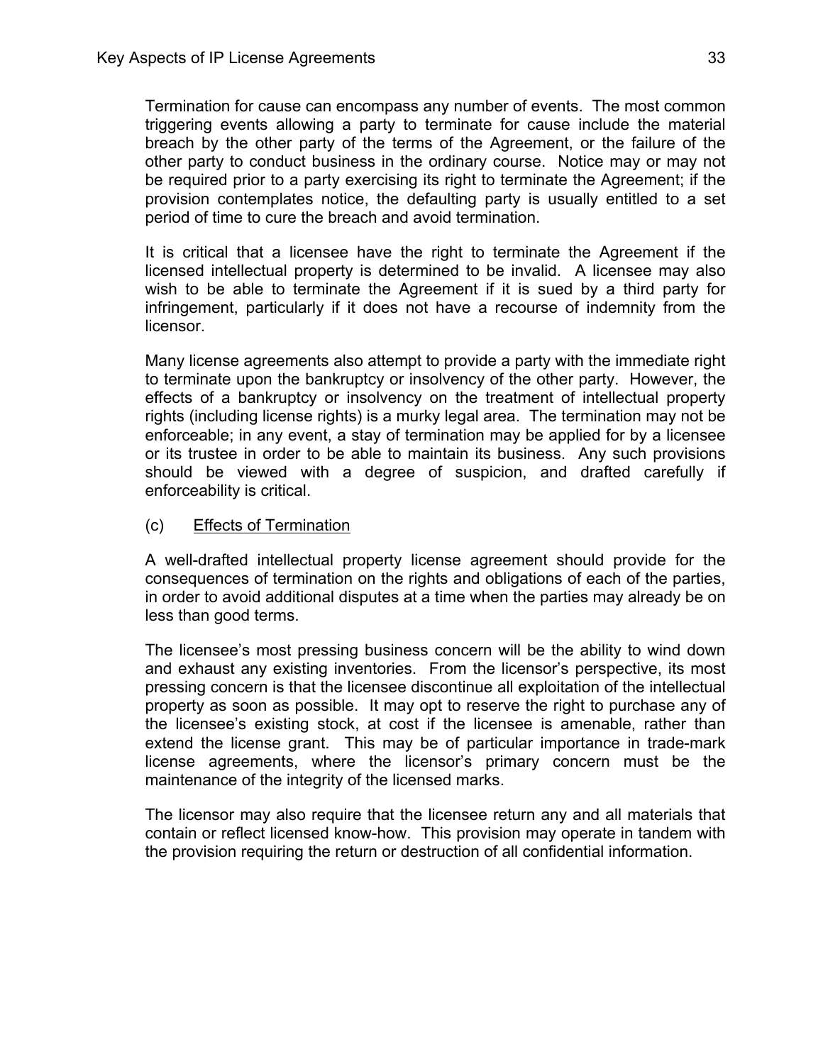Termination for cause can encompass any number of events. The most common triggering events allowing a party to terminate for cause include the material breach by the other party of the terms of the Agreement, or the failure of the other party to conduct business in the ordinary course. Notice may or may not be required prior to a party exercising its right to terminate the Agreement; if the provision contemplates notice, the defaulting party is usually entitled to a set period of time to cure the breach and avoid termination.

It is critical that a licensee have the right to terminate the Agreement if the licensed intellectual property is determined to be invalid. A licensee may also wish to be able to terminate the Agreement if it is sued by a third party for infringement, particularly if it does not have a recourse of indemnity from the licensor.

Many license agreements also attempt to provide a party with the immediate right to terminate upon the bankruptcy or insolvency of the other party. However, the effects of a bankruptcy or insolvency on the treatment of intellectual property rights (including license rights) is a murky legal area. The termination may not be enforceable; in any event, a stay of termination may be applied for by a licensee or its trustee in order to be able to maintain its business. Any such provisions should be viewed with a degree of suspicion, and drafted carefully if enforceability is critical.

(c) <u>Effects of Termination</u>

A well-drafted intellectual property license agreement should provide for the consequences of termination on the rights and obligations of each of the parties, in order to avoid additional disputes at a time when the parties may already be on less than good terms.

The licensee's most pressing business concern will be the ability to wind down and exhaust any existing inventories. From the licensor's perspective, its most pressing concern is that the licensee discontinue all exploitation of the intellectual property as soon as possible. It may opt to reserve the right to purchase any of the licensee's existing stock, at cost if the licensee is amenable, rather than extend the license grant. This may be of particular importance in trade-mark license agreements, where the licensor's primary concern must be the maintenance of the integrity of the licensed marks.

The licensor may also require that the licensee return any and all materials that contain or reflect licensed know-how. This provision may operate in tandem with the provision requiring the return or destruction of all confidential information.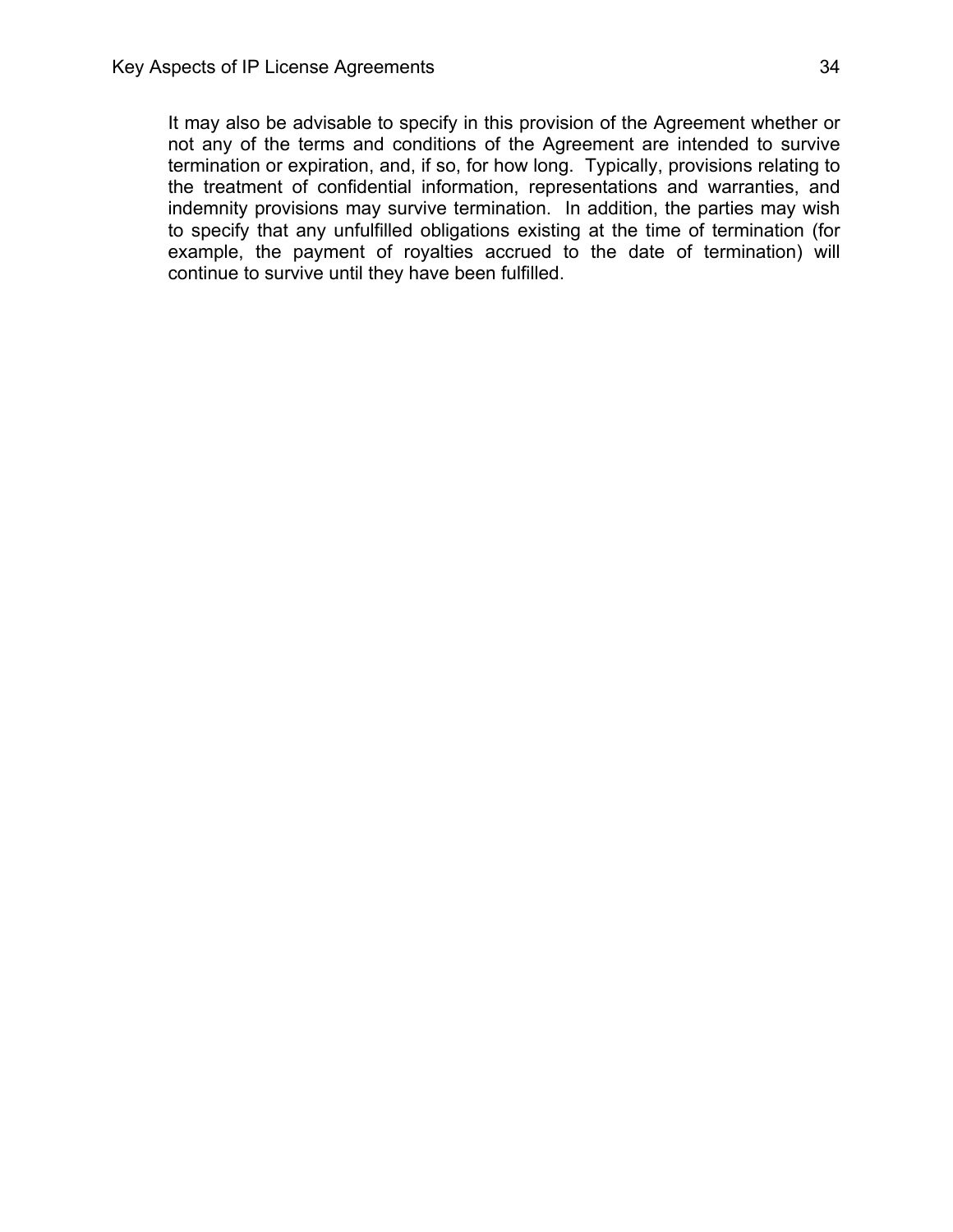It may also be advisable to specify in this provision of the Agreement whether or not any of the terms and conditions of the Agreement are intended to survive termination or expiration, and, if so, for how long. Typically, provisions relating to the treatment of confidential information, representations and warranties, and indemnity provisions may survive termination. In addition, the parties may wish to specify that any unfulfilled obligations existing at the time of termination (for example, the payment of royalties accrued to the date of termination) will continue to survive until they have been fulfilled.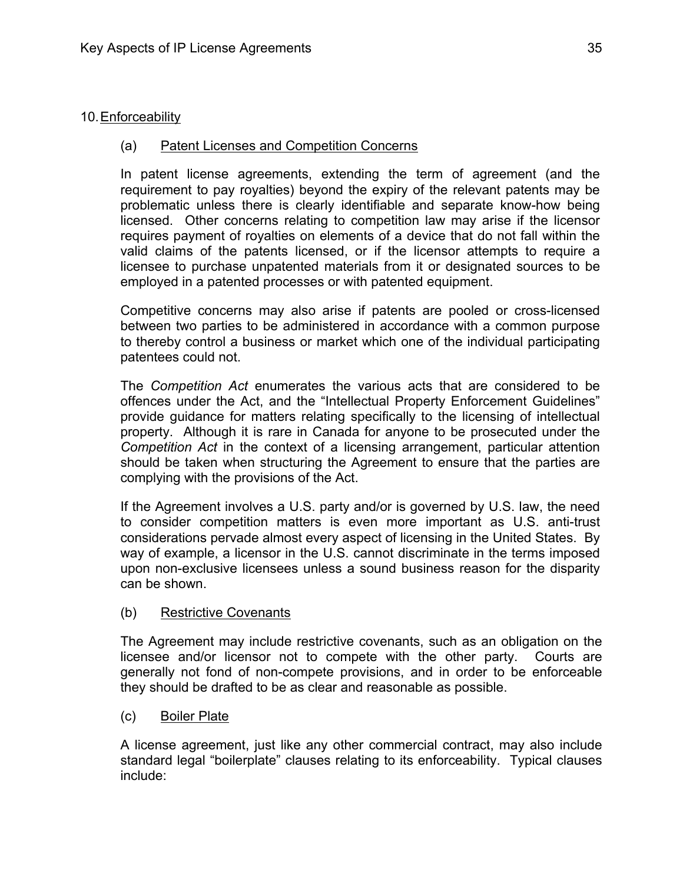## 10. Enforceability

### (a) Patent Licenses and Competition Concerns

In patent license agreements, extending the term of agreement (and the requirement to pay royalties) beyond the expiry of the relevant patents may be problematic unless there is clearly identifiable and separate know-how being licensed. Other concerns relating to competition law may arise if the licensor requires payment of royalties on elements of a device that do not fall within the valid claims of the patents licensed, or if the licensor attempts to require a licensee to purchase unpatented materials from it or designated sources to be employed in a patented processes or with patented equipment.

Competitive concerns may also arise if patents are pooled or cross-licensed between two parties to be administered in accordance with a common purpose to thereby control a business or market which one of the individual participating patentees could not.

The *Competition Act* enumerates the various acts that are considered to be offences under the Act, and the "Intellectual Property Enforcement Guidelines" provide guidance for matters relating specifically to the licensing of intellectual property. Although it is rare in Canada for anyone to be prosecuted under the *Competition Act* in the context of a licensing arrangement, particular attention should be taken when structuring the Agreement to ensure that the parties are complying with the provisions of the Act.

If the Agreement involves a U.S. party and/or is governed by U.S. law, the need to consider competition matters is even more important as U.S. anti-trust considerations pervade almost every aspect of licensing in the United States. By way of example, a licensor in the U.S. cannot discriminate in the terms imposed upon non-exclusive licensees unless a sound business reason for the disparity can be shown.

### (b) Restrictive Covenants

The Agreement may include restrictive covenants, such as an obligation on the licensee and/or licensor not to compete with the other party. Courts are generally not fond of non-compete provisions, and in order to be enforceable they should be drafted to be as clear and reasonable as possible.

### (c) Boiler Plate

A license agreement, just like any other commercial contract, may also include standard legal "boilerplate" clauses relating to its enforceability. Typical clauses include: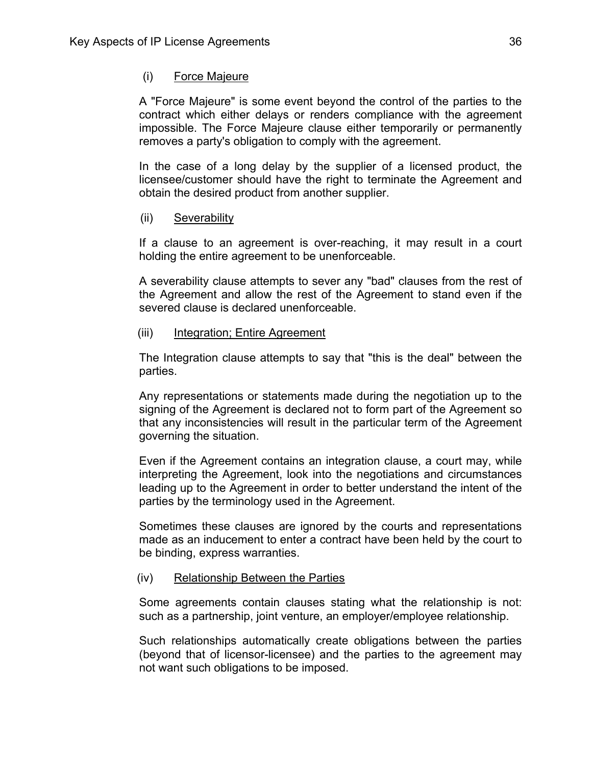(i) Force Majeure

A "Force Majeure" is some event beyond the control of the parties to the contract which either delays or renders compliance with the agreement impossible. The Force Majeure clause either temporarily or permanently removes a party's obligation to comply with the agreement.

In the case of a long delay by the supplier of a licensed product, the licensee/customer should have the right to terminate the Agreement and obtain the desired product from another supplier.

(ii) Severability

If a clause to an agreement is over-reaching, it may result in a court holding the entire agreement to be unenforceable.

A severability clause attempts to sever any "bad" clauses from the rest of the Agreement and allow the rest of the Agreement to stand even if the severed clause is declared unenforceable.

(iii) Integration; Entire Agreement

The Integration clause attempts to say that "this is the deal" between the parties.

Any representations or statements made during the negotiation up to the signing of the Agreement is declared not to form part of the Agreement so that any inconsistencies will result in the particular term of the Agreement governing the situation.

Even if the Agreement contains an integration clause, a court may, while interpreting the Agreement, look into the negotiations and circumstances leading up to the Agreement in order to better understand the intent of the parties by the terminology used in the Agreement.

Sometimes these clauses are ignored by the courts and representations made as an inducement to enter a contract have been held by the court to be binding, express warranties.

(iv) Relationship Between the Parties

Some agreements contain clauses stating what the relationship is not: such as a partnership, joint venture, an employer/employee relationship.

Such relationships automatically create obligations between the parties (beyond that of licensor-licensee) and the parties to the agreement may not want such obligations to be imposed.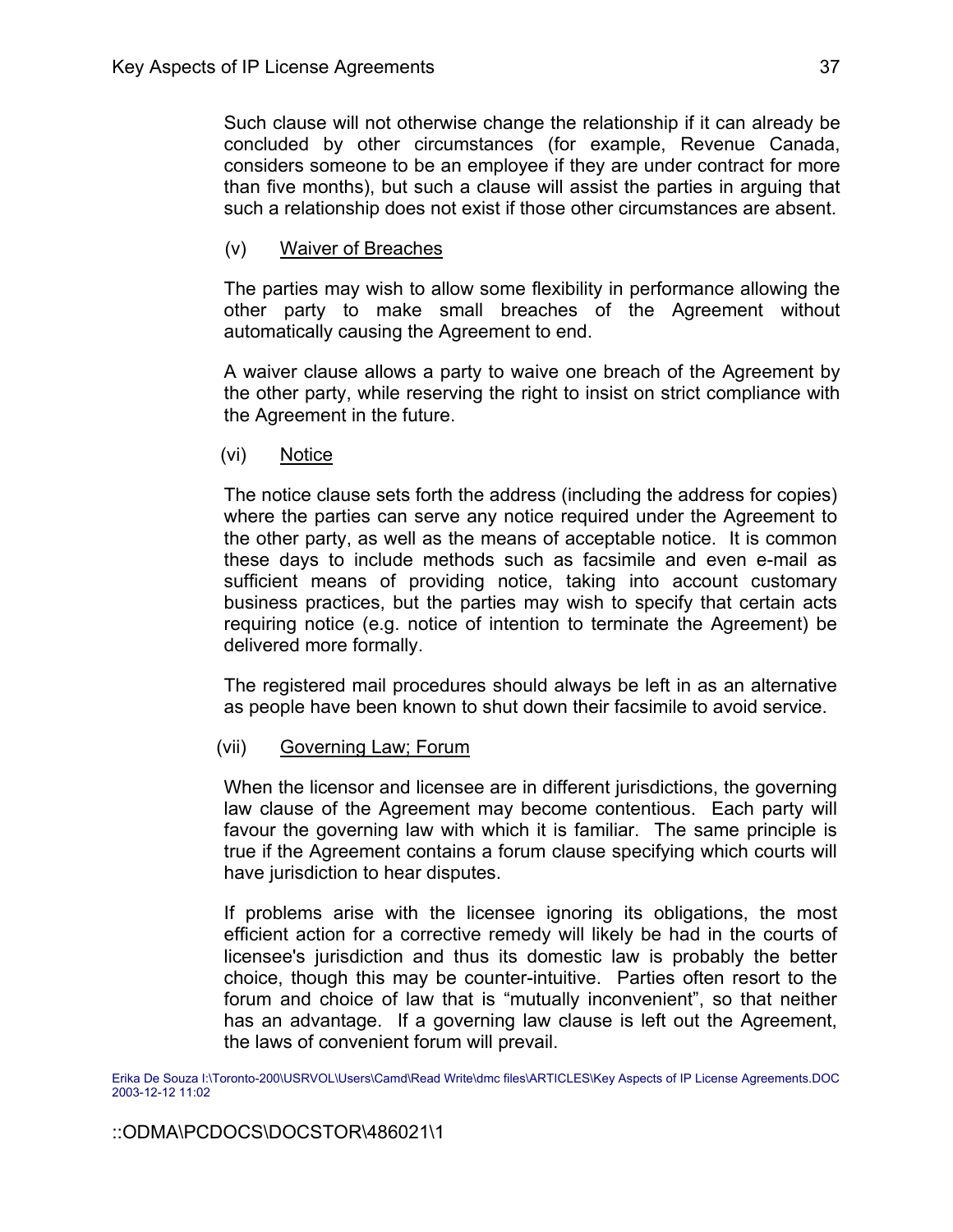Such clause will not otherwise change the relationship if it can already be concluded by other circumstances (for example, Revenue Canada, considers someone to be an employee if they are under contract for more than five months), but such a clause will assist the parties in arguing that such a relationship does not exist if those other circumstances are absent.

(v) Waiver of Breaches

The parties may wish to allow some flexibility in performance allowing the other party to make small breaches of the Agreement without automatically causing the Agreement to end.

A waiver clause allows a party to waive one breach of the Agreement by the other party, while reserving the right to insist on strict compliance with the Agreement in the future.

(vi) Notice

The notice clause sets forth the address (including the address for copies) where the parties can serve any notice required under the Agreement to the other party, as well as the means of acceptable notice. It is common these days to include methods such as facsimile and even e-mail as sufficient means of providing notice, taking into account customary business practices, but the parties may wish to specify that certain acts requiring notice (e.g. notice of intention to terminate the Agreement) be delivered more formally.

The registered mail procedures should always be left in as an alternative as people have been known to shut down their facsimile to avoid service.

(vii) Governing Law; Forum

When the licensor and licensee are in different jurisdictions, the governing law clause of the Agreement may become contentious. Each party will favour the governing law with which it is familiar. The same principle is true if the Agreement contains a forum clause specifying which courts will have jurisdiction to hear disputes.

If problems arise with the licensee ignoring its obligations, the most efficient action for a corrective remedy will likely be had in the courts of licensee's jurisdiction and thus its domestic law is probably the better choice, though this may be counter-intuitive. Parties often resort to the forum and choice of law that is "mutually inconvenient", so that neither has an advantage. If a governing law clause is left out the Agreement, the laws of convenient forum will prevail.